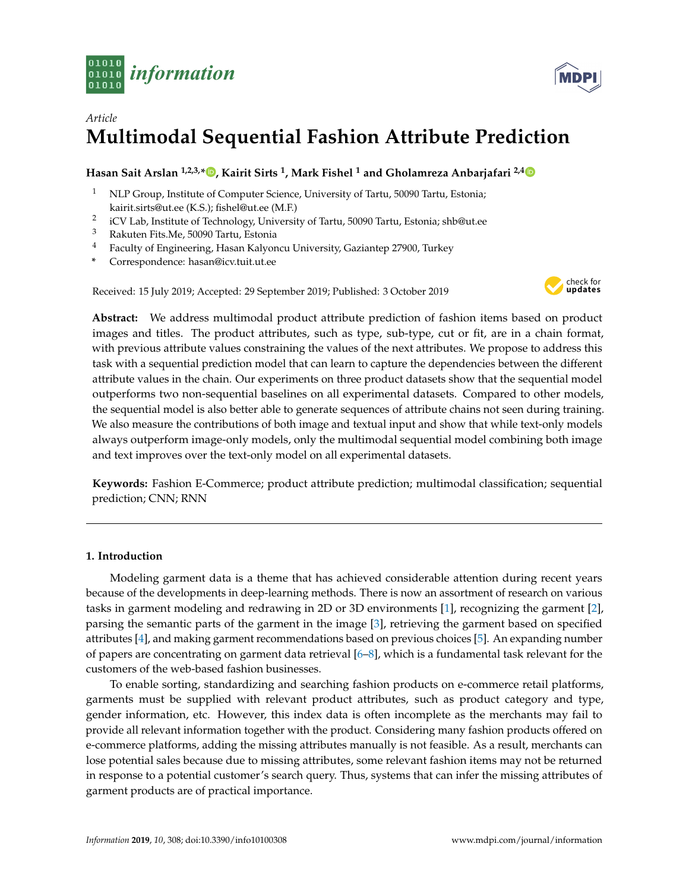*Article*

# Multimodal Sequential Fashion Attribute Prediction

**Hasan Sait Arslan [1,2,3,*], Kairit Sirts [1], Mark Fishel [1] and Gholamreza Anbarjafari [2,4]**

[1] NLP Group, Institute of Computer Science, University of Tartu, 50090 Tartu, Estonia; kairit.sirts@ut.ee (K.S.); fishel@ut.ee (M.F.)
[2] iCV Lab, Institute of Technology, University of Tartu, 50090 Tartu, Estonia; shb@ut.ee
[3] Rakuten Fits.Me, 50090 Tartu, Estonia
[4] Faculty of Engineering, Hasan Kalyoncu University, Gaziantep 27900, Turkey
[*] Correspondence: hasan@icv.tuit.ut.ee

Received: 15 July 2019; Accepted: 29 September 2019; Published: 3 October 2019

**Abstract:** We address multimodal product attribute prediction of fashion items based on product images and titles. The product attributes, such as type, sub-type, cut or fit, are in a chain format, with previous attribute values constraining the values of the next attributes. We propose to address this task with a sequential prediction model that can learn to capture the dependencies between the different attribute values in the chain. Our experiments on three product datasets show that the sequential model outperforms two non-sequential baselines on all experimental datasets. Compared to other models, the sequential model is also better able to generate sequences of attribute chains not seen during training. We also measure the contributions of both image and textual input and show that while text-only models always outperform image-only models, only the multimodal sequential model combining both image and text improves over the text-only model on all experimental datasets.

**Keywords:** Fashion E-Commerce; product attribute prediction; multimodal classification; sequential prediction; CNN; RNN

## 1. Introduction

Modeling garment data is a theme that has achieved considerable attention during recent years because of the developments in deep-learning methods. There is now an assortment of research on various tasks in garment modeling and redrawing in 2D or 3D environments [1], recognizing the garment [2], parsing the semantic parts of the garment in the image [3], retrieving the garment based on specified attributes [4], and making garment recommendations based on previous choices [5]. An expanding number of papers are concentrating on garment data retrieval [6–8], which is a fundamental task relevant for the customers of the web-based fashion businesses.

To enable sorting, standardizing and searching fashion products on e-commerce retail platforms, garments must be supplied with relevant product attributes, such as product category and type, gender information, etc. However, this index data is often incomplete as the merchants may fail to provide all relevant information together with the product. Considering many fashion products offered on e-commerce platforms, adding the missing attributes manually is not feasible. As a result, merchants can lose potential sales because due to missing attributes, some relevant fashion items may not be returned in response to a potential customer's search query. Thus, systems that can infer the missing attributes of garment products are of practical importance.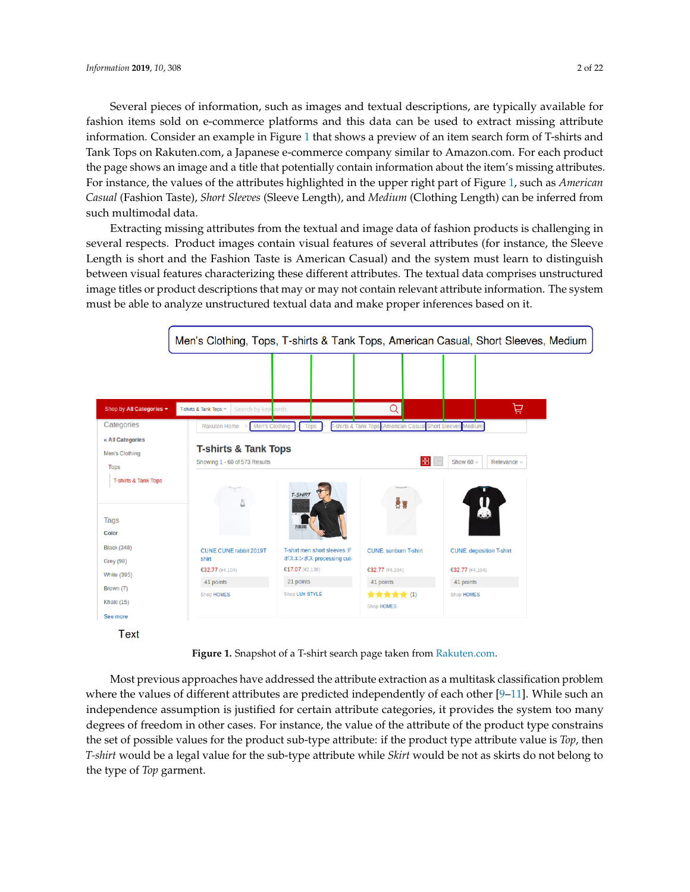Several pieces of information, such as images and textual descriptions, are typically available for fashion items sold on e-commerce platforms and this data can be used to extract missing attribute information. Consider an example in Figure 1 that shows a preview of an item search form of T-shirts and Tank Tops on Rakuten.com, a Japanese e-commerce company similar to Amazon.com. For each product the page shows an image and a title that potentially contain information about the item's missing attributes. For instance, the values of the attributes highlighted in the upper right part of Figure 1, such as *American Casual* (Fashion Taste), *Short Sleeves* (Sleeve Length), and *Medium* (Clothing Length) can be inferred from such multimodal data.

Extracting missing attributes from the textual and image data of fashion products is challenging in several respects. Product images contain visual features of several attributes (for instance, the Sleeve Length is short and the Fashion Taste is American Casual) and the system must learn to distinguish between visual features characterizing these different attributes. The textual data comprises unstructured image titles or product descriptions that may or may not contain relevant attribute information. The system must be able to analyze unstructured textual data and make proper inferences based on it.

**Figure 1.** Snapshot of a T-shirt search page taken from Rakuten.com.

Most previous approaches have addressed the attribute extraction as a multitask classification problem where the values of different attributes are predicted independently of each other [9–11]. While such an independence assumption is justified for certain attribute categories, it provides the system too many degrees of freedom in other cases. For instance, the value of the attribute of the product type constrains the set of possible values for the product sub-type attribute: if the product type attribute value is *Top*, then *T-shirt* would be a legal value for the sub-type attribute while *Skirt* would be not as skirts do not belong to the type of *Top* garment.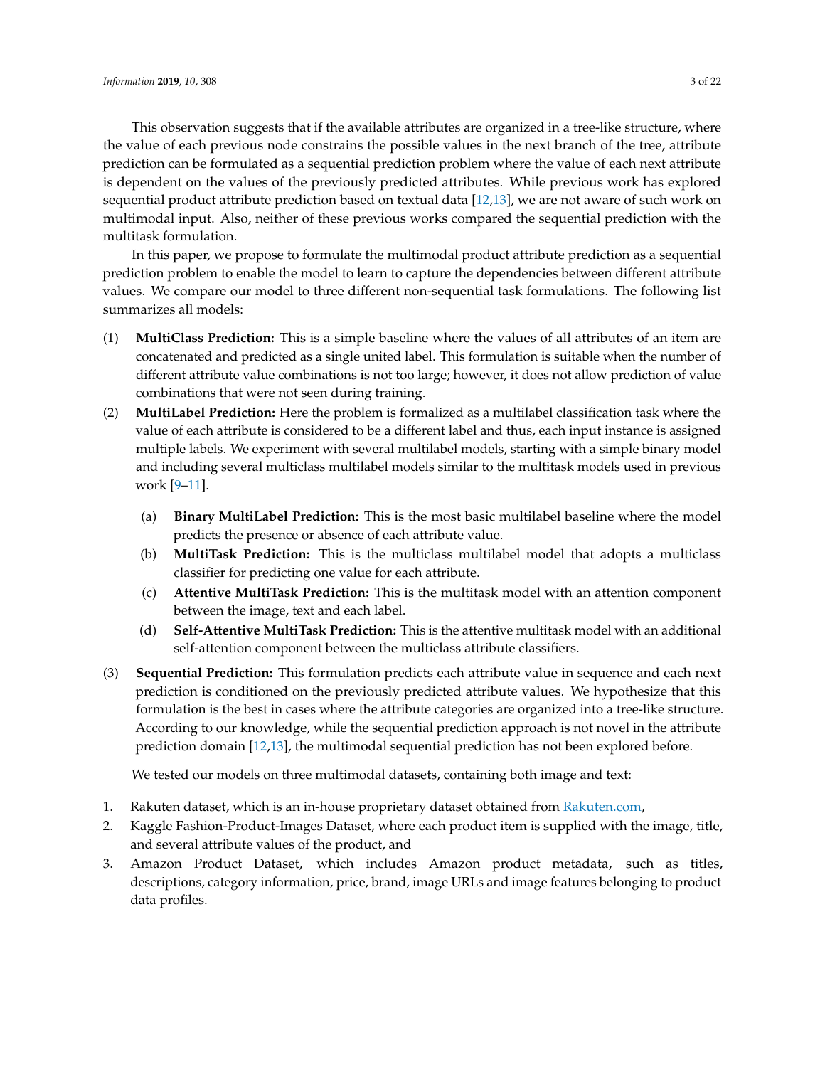This observation suggests that if the available attributes are organized in a tree-like structure, where the value of each previous node constrains the possible values in the next branch of the tree, attribute prediction can be formulated as a sequential prediction problem where the value of each next attribute is dependent on the values of the previously predicted attributes. While previous work has explored sequential product attribute prediction based on textual data [12,13], we are not aware of such work on multimodal input. Also, neither of these previous works compared the sequential prediction with the multitask formulation.

In this paper, we propose to formulate the multimodal product attribute prediction as a sequential prediction problem to enable the model to learn to capture the dependencies between different attribute values. We compare our model to three different non-sequential task formulations. The following list summarizes all models:

(1) **MultiClass Prediction:** This is a simple baseline where the values of all attributes of an item are concatenated and predicted as a single united label. This formulation is suitable when the number of different attribute value combinations is not too large; however, it does not allow prediction of value combinations that were not seen during training.

(2) **MultiLabel Prediction:** Here the problem is formalized as a multilabel classification task where the value of each attribute is considered to be a different label and thus, each input instance is assigned multiple labels. We experiment with several multilabel models, starting with a simple binary model and including several multiclass multilabel models similar to the multitask models used in previous work [9–11].

   (a) **Binary MultiLabel Prediction:** This is the most basic multilabel baseline where the model predicts the presence or absence of each attribute value.

   (b) **MultiTask Prediction:** This is the multiclass multilabel model that adopts a multiclass classifier for predicting one value for each attribute.

   (c) **Attentive MultiTask Prediction:** This is the multitask model with an attention component between the image, text and each label.

   (d) **Self-Attentive MultiTask Prediction:** This is the attentive multitask model with an additional self-attention component between the multiclass attribute classifiers.

(3) **Sequential Prediction:** This formulation predicts each attribute value in sequence and each next prediction is conditioned on the previously predicted attribute values. We hypothesize that this formulation is the best in cases where the attribute categories are organized into a tree-like structure. According to our knowledge, while the sequential prediction approach is not novel in the attribute prediction domain [12,13], the multimodal sequential prediction has not been explored before.

We tested our models on three multimodal datasets, containing both image and text:

1. Rakuten dataset, which is an in-house proprietary dataset obtained from Rakuten.com,
2. Kaggle Fashion-Product-Images Dataset, where each product item is supplied with the image, title, and several attribute values of the product, and
3. Amazon Product Dataset, which includes Amazon product metadata, such as titles, descriptions, category information, price, brand, image URLs and image features belonging to product data profiles.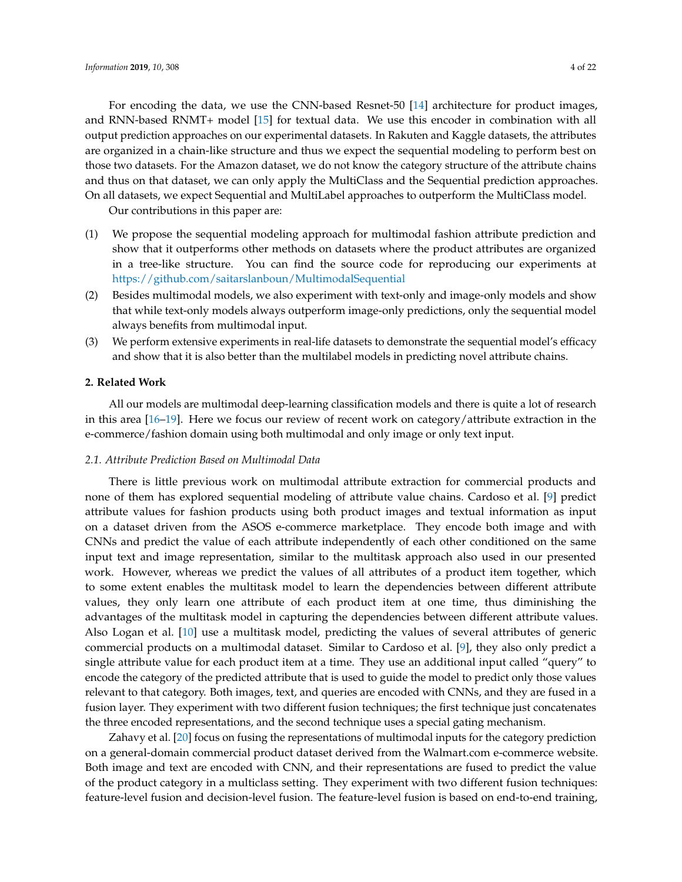For encoding the data, we use the CNN-based Resnet-50 [14] architecture for product images, and RNN-based RNMT+ model [15] for textual data. We use this encoder in combination with all output prediction approaches on our experimental datasets. In Rakuten and Kaggle datasets, the attributes are organized in a chain-like structure and thus we expect the sequential modeling to perform best on those two datasets. For the Amazon dataset, we do not know the category structure of the attribute chains and thus on that dataset, we can only apply the MultiClass and the Sequential prediction approaches. On all datasets, we expect Sequential and MultiLabel approaches to outperform the MultiClass model.

Our contributions in this paper are:

(1) We propose the sequential modeling approach for multimodal fashion attribute prediction and show that it outperforms other methods on datasets where the product attributes are organized in a tree-like structure. You can find the source code for reproducing our experiments at https://github.com/saitarslanboun/MultimodalSequential

(2) Besides multimodal models, we also experiment with text-only and image-only models and show that while text-only models always outperform image-only predictions, only the sequential model always benefits from multimodal input.

(3) We perform extensive experiments in real-life datasets to demonstrate the sequential model's efficacy and show that it is also better than the multilabel models in predicting novel attribute chains.

## 2. Related Work

All our models are multimodal deep-learning classification models and there is quite a lot of research in this area [16–19]. Here we focus our review of recent work on category/attribute extraction in the e-commerce/fashion domain using both multimodal and only image or only text input.

### 2.1. Attribute Prediction Based on Multimodal Data

There is little previous work on multimodal attribute extraction for commercial products and none of them has explored sequential modeling of attribute value chains. Cardoso et al. [9] predict attribute values for fashion products using both product images and textual information as input on a dataset driven from the ASOS e-commerce marketplace. They encode both image and with CNNs and predict the value of each attribute independently of each other conditioned on the same input text and image representation, similar to the multitask approach also used in our presented work. However, whereas we predict the values of all attributes of a product item together, which to some extent enables the multitask model to learn the dependencies between different attribute values, they only learn one attribute of each product item at one time, thus diminishing the advantages of the multitask model in capturing the dependencies between different attribute values. Also Logan et al. [10] use a multitask model, predicting the values of several attributes of generic commercial products on a multimodal dataset. Similar to Cardoso et al. [9], they also only predict a single attribute value for each product item at a time. They use an additional input called "query" to encode the category of the predicted attribute that is used to guide the model to predict only those values relevant to that category. Both images, text, and queries are encoded with CNNs, and they are fused in a fusion layer. They experiment with two different fusion techniques; the first technique just concatenates the three encoded representations, and the second technique uses a special gating mechanism.

Zahavy et al. [20] focus on fusing the representations of multimodal inputs for the category prediction on a general-domain commercial product dataset derived from the Walmart.com e-commerce website. Both image and text are encoded with CNN, and their representations are fused to predict the value of the product category in a multiclass setting. They experiment with two different fusion techniques: feature-level fusion and decision-level fusion. The feature-level fusion is based on end-to-end training,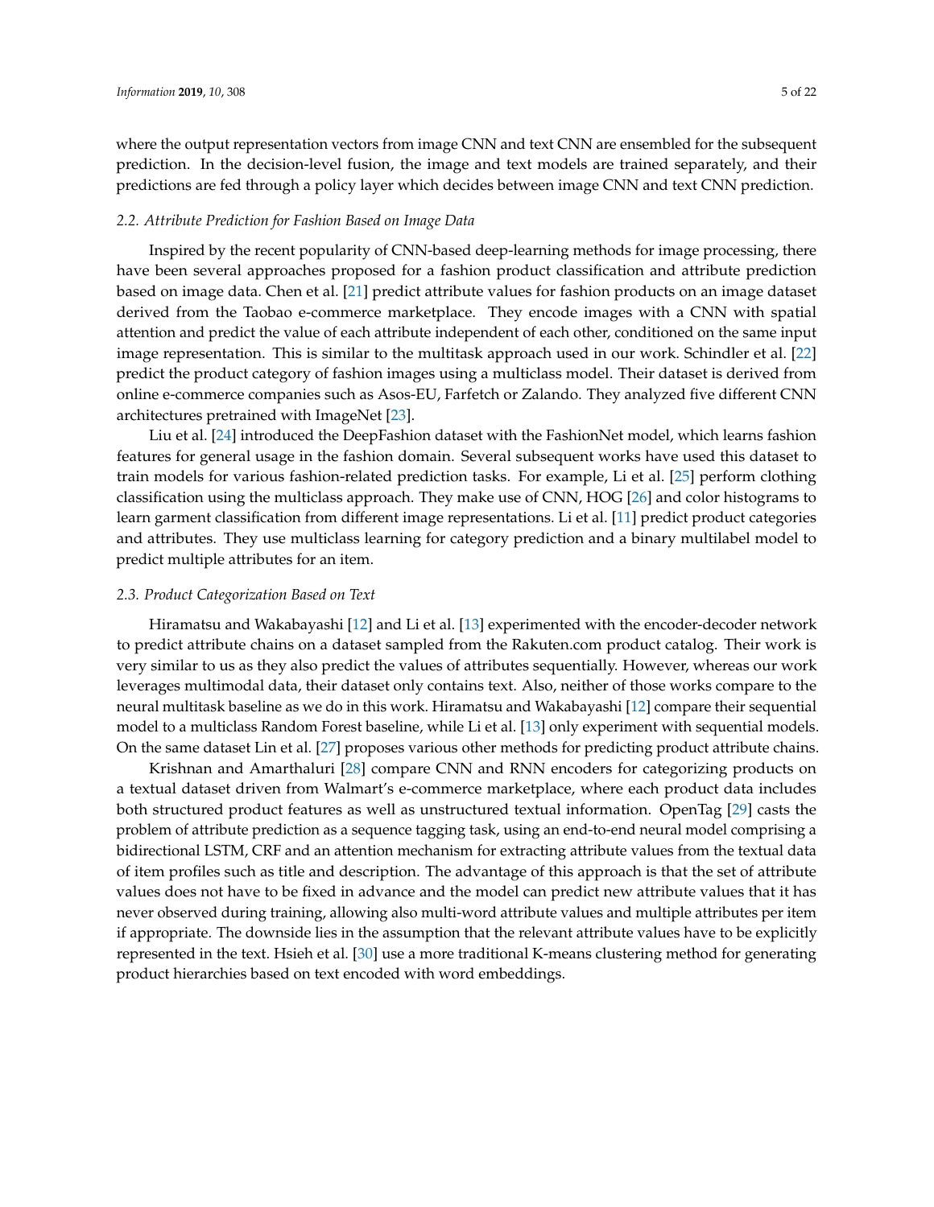where the output representation vectors from image CNN and text CNN are ensembled for the subsequent prediction. In the decision-level fusion, the image and text models are trained separately, and their predictions are fed through a policy layer which decides between image CNN and text CNN prediction.

### 2.2. Attribute Prediction for Fashion Based on Image Data

Inspired by the recent popularity of CNN-based deep-learning methods for image processing, there have been several approaches proposed for a fashion product classification and attribute prediction based on image data. Chen et al. [21] predict attribute values for fashion products on an image dataset derived from the Taobao e-commerce marketplace. They encode images with a CNN with spatial attention and predict the value of each attribute independent of each other, conditioned on the same input image representation. This is similar to the multitask approach used in our work. Schindler et al. [22] predict the product category of fashion images using a multiclass model. Their dataset is derived from online e-commerce companies such as Asos-EU, Farfetch or Zalando. They analyzed five different CNN architectures pretrained with ImageNet [23].

Liu et al. [24] introduced the DeepFashion dataset with the FashionNet model, which learns fashion features for general usage in the fashion domain. Several subsequent works have used this dataset to train models for various fashion-related prediction tasks. For example, Li et al. [25] perform clothing classification using the multiclass approach. They make use of CNN, HOG [26] and color histograms to learn garment classification from different image representations. Li et al. [11] predict product categories and attributes. They use multiclass learning for category prediction and a binary multilabel model to predict multiple attributes for an item.

### 2.3. Product Categorization Based on Text

Hiramatsu and Wakabayashi [12] and Li et al. [13] experimented with the encoder-decoder network to predict attribute chains on a dataset sampled from the Rakuten.com product catalog. Their work is very similar to us as they also predict the values of attributes sequentially. However, whereas our work leverages multimodal data, their dataset only contains text. Also, neither of those works compare to the neural multitask baseline as we do in this work. Hiramatsu and Wakabayashi [12] compare their sequential model to a multiclass Random Forest baseline, while Li et al. [13] only experiment with sequential models. On the same dataset Lin et al. [27] proposes various other methods for predicting product attribute chains.

Krishnan and Amarthaluri [28] compare CNN and RNN encoders for categorizing products on a textual dataset driven from Walmart's e-commerce marketplace, where each product data includes both structured product features as well as unstructured textual information. OpenTag [29] casts the problem of attribute prediction as a sequence tagging task, using an end-to-end neural model comprising a bidirectional LSTM, CRF and an attention mechanism for extracting attribute values from the textual data of item profiles such as title and description. The advantage of this approach is that the set of attribute values does not have to be fixed in advance and the model can predict new attribute values that it has never observed during training, allowing also multi-word attribute values and multiple attributes per item if appropriate. The downside lies in the assumption that the relevant attribute values have to be explicitly represented in the text. Hsieh et al. [30] use a more traditional K-means clustering method for generating product hierarchies based on text encoded with word embeddings.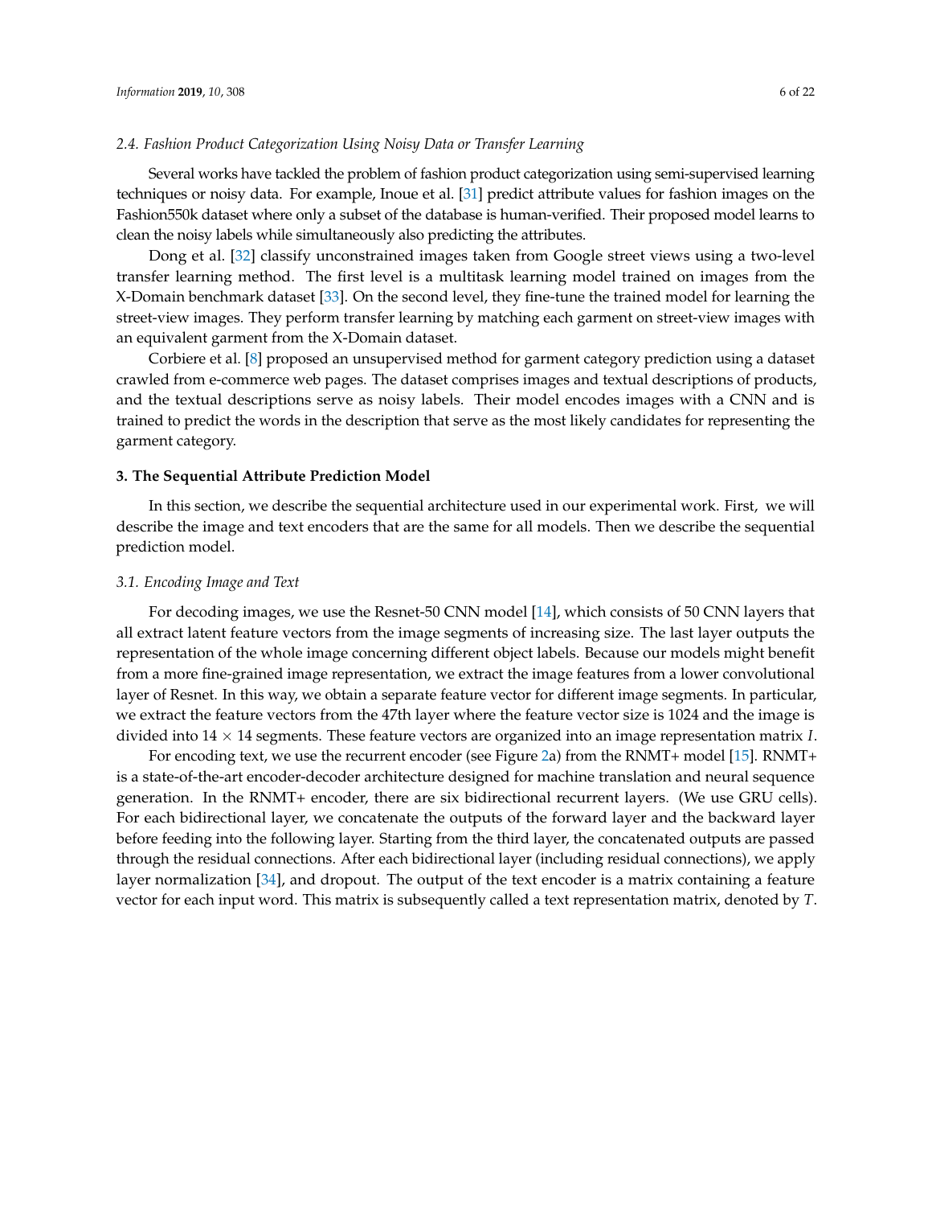### 2.4. Fashion Product Categorization Using Noisy Data or Transfer Learning

Several works have tackled the problem of fashion product categorization using semi-supervised learning techniques or noisy data. For example, Inoue et al. [31] predict attribute values for fashion images on the Fashion550k dataset where only a subset of the database is human-verified. Their proposed model learns to clean the noisy labels while simultaneously also predicting the attributes.

Dong et al. [32] classify unconstrained images taken from Google street views using a two-level transfer learning method. The first level is a multitask learning model trained on images from the X-Domain benchmark dataset [33]. On the second level, they fine-tune the trained model for learning the street-view images. They perform transfer learning by matching each garment on street-view images with an equivalent garment from the X-Domain dataset.

Corbiere et al. [8] proposed an unsupervised method for garment category prediction using a dataset crawled from e-commerce web pages. The dataset comprises images and textual descriptions of products, and the textual descriptions serve as noisy labels. Their model encodes images with a CNN and is trained to predict the words in the description that serve as the most likely candidates for representing the garment category.

## 3. The Sequential Attribute Prediction Model

In this section, we describe the sequential architecture used in our experimental work. First, we will describe the image and text encoders that are the same for all models. Then we describe the sequential prediction model.

### 3.1. Encoding Image and Text

For decoding images, we use the Resnet-50 CNN model [14], which consists of 50 CNN layers that all extract latent feature vectors from the image segments of increasing size. The last layer outputs the representation of the whole image concerning different object labels. Because our models might benefit from a more fine-grained image representation, we extract the image features from a lower convolutional layer of Resnet. In this way, we obtain a separate feature vector for different image segments. In particular, we extract the feature vectors from the 47th layer where the feature vector size is 1024 and the image is divided into $14 \times 14$ segments. These feature vectors are organized into an image representation matrix $I$.

For encoding text, we use the recurrent encoder (see Figure 2a) from the RNMT+ model [15]. RNMT+ is a state-of-the-art encoder-decoder architecture designed for machine translation and neural sequence generation. In the RNMT+ encoder, there are six bidirectional recurrent layers. (We use GRU cells). For each bidirectional layer, we concatenate the outputs of the forward layer and the backward layer before feeding into the following layer. Starting from the third layer, the concatenated outputs are passed through the residual connections. After each bidirectional layer (including residual connections), we apply layer normalization [34], and dropout. The output of the text encoder is a matrix containing a feature vector for each input word. This matrix is subsequently called a text representation matrix, denoted by $T$.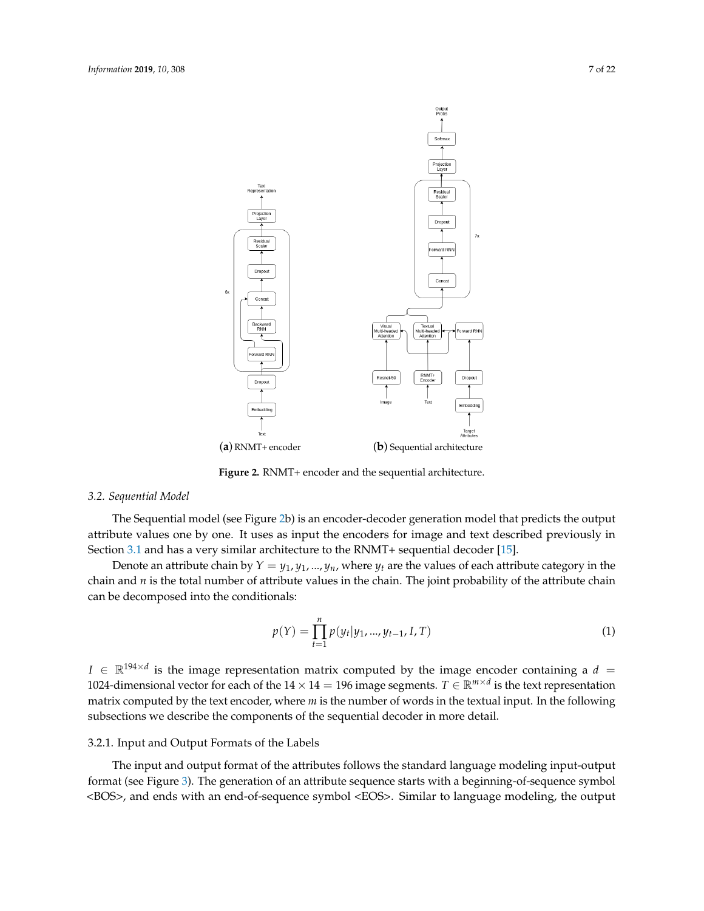(**a**) RNMT+ encoder (**b**) Sequential architecture

**Figure 2.** RNMT+ encoder and the sequential architecture.

### 3.2. Sequential Model

The Sequential model (see Figure 2b) is an encoder-decoder generation model that predicts the output attribute values one by one. It uses as input the encoders for image and text described previously in Section 3.1 and has a very similar architecture to the RNMT+ sequential decoder [15].

Denote an attribute chain by $Y = y_1, y_1, ..., y_n$, where $y_t$ are the values of each attribute category in the chain and $n$ is the total number of attribute values in the chain. The joint probability of the attribute chain can be decomposed into the conditionals:

$$p(Y) = \prod_{t=1}^{n} p(y_t | y_1, ..., y_{t-1}, I, T) \tag{1}$$

$I \in \mathbb{R}^{194 \times d}$ is the image representation matrix computed by the image encoder containing a $d = 1024$-dimensional vector for each of the $14 \times 14 = 196$ image segments. $T \in \mathbb{R}^{m \times d}$ is the text representation matrix computed by the text encoder, where $m$ is the number of words in the textual input. In the following subsections we describe the components of the sequential decoder in more detail.

#### 3.2.1. Input and Output Formats of the Labels

The input and output format of the attributes follows the standard language modeling input-output format (see Figure 3). The generation of an attribute sequence starts with a beginning-of-sequence symbol <BOS>, and ends with an end-of-sequence symbol <EOS>. Similar to language modeling, the output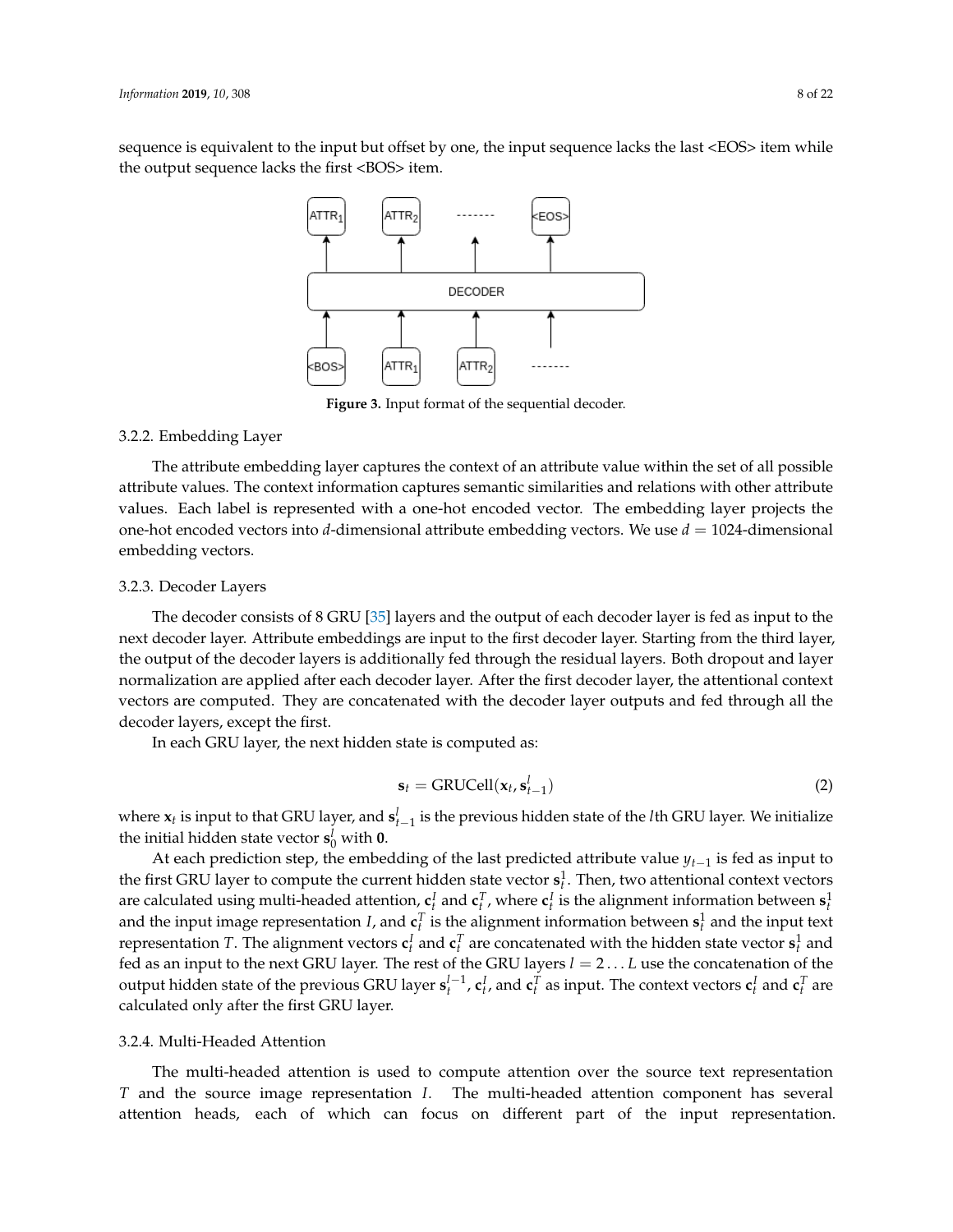sequence is equivalent to the input but offset by one, the input sequence lacks the last <EOS> item while the output sequence lacks the first <BOS> item.

**Figure 3.** Input format of the sequential decoder.

### 3.2.2. Embedding Layer

The attribute embedding layer captures the context of an attribute value within the set of all possible attribute values. The context information captures semantic similarities and relations with other attribute values. Each label is represented with a one-hot encoded vector. The embedding layer projects the one-hot encoded vectors into $d$-dimensional attribute embedding vectors. We use $d = 1024$-dimensional embedding vectors.

### 3.2.3. Decoder Layers

The decoder consists of 8 GRU [35] layers and the output of each decoder layer is fed as input to the next decoder layer. Attribute embeddings are input to the first decoder layer. Starting from the third layer, the output of the decoder layers is additionally fed through the residual layers. Both dropout and layer normalization are applied after each decoder layer. After the first decoder layer, the attentional context vectors are computed. They are concatenated with the decoder layer outputs and fed through all the decoder layers, except the first.

In each GRU layer, the next hidden state is computed as:

$$\mathbf{s}_t = \text{GRUCell}(\mathbf{x}_t, \mathbf{s}_{t-1}^l) \tag{2}$$

where $\mathbf{x}_t$ is input to that GRU layer, and $\mathbf{s}_{t-1}^l$ is the previous hidden state of the $l$th GRU layer. We initialize the initial hidden state vector $\mathbf{s}_0^l$ with $\mathbf{0}$.

At each prediction step, the embedding of the last predicted attribute value $y_{t-1}$ is fed as input to the first GRU layer to compute the current hidden state vector $\mathbf{s}_t^1$. Then, two attentional context vectors are calculated using multi-headed attention, $\mathbf{c}_t^I$ and $\mathbf{c}_t^T$, where $\mathbf{c}_t^I$ is the alignment information between $\mathbf{s}_t^1$ and the input image representation $I$, and $\mathbf{c}_t^T$ is the alignment information between $\mathbf{s}_t^1$ and the input text representation $T$. The alignment vectors $\mathbf{c}_t^I$ and $\mathbf{c}_t^T$ are concatenated with the hidden state vector $\mathbf{s}_t^1$ and fed as an input to the next GRU layer. The rest of the GRU layers $l = 2 \ldots L$ use the concatenation of the output hidden state of the previous GRU layer $\mathbf{s}_t^{l-1}$, $\mathbf{c}_t^I$, and $\mathbf{c}_t^T$ as input. The context vectors $\mathbf{c}_t^I$ and $\mathbf{c}_t^T$ are calculated only after the first GRU layer.

### 3.2.4. Multi-Headed Attention

The multi-headed attention is used to compute attention over the source text representation $T$ and the source image representation $I$. The multi-headed attention component has several attention heads, each of which can focus on different part of the input representation.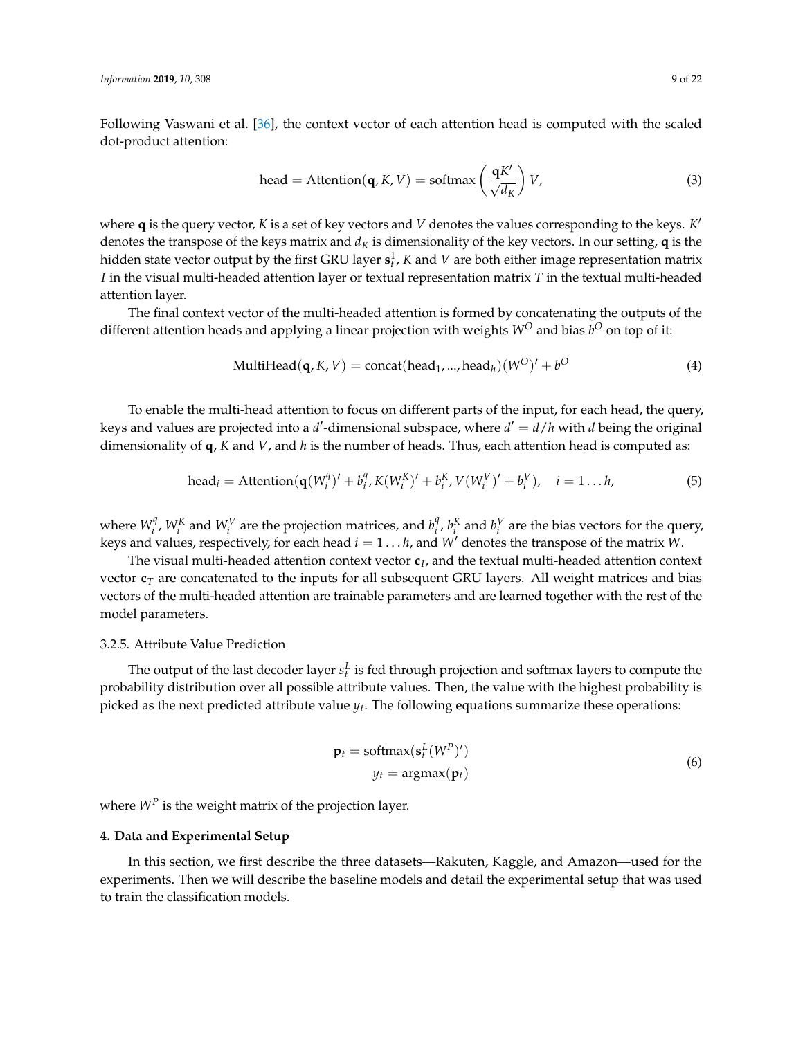Following Vaswani et al. [36], the context vector of each attention head is computed with the scaled dot-product attention:

$$\text{head} = \text{Attention}(\mathbf{q}, K, V) = \text{softmax}\left(\frac{\mathbf{q}K'}{\sqrt{d_K}}\right)V, \tag{3}$$

where $\mathbf{q}$ is the query vector, $K$ is a set of key vectors and $V$ denotes the values corresponding to the keys. $K'$ denotes the transpose of the keys matrix and $d_K$ is dimensionality of the key vectors. In our setting, $\mathbf{q}$ is the hidden state vector output by the first GRU layer $\mathbf{s}_t^1$, $K$ and $V$ are both either image representation matrix $I$ in the visual multi-headed attention layer or textual representation matrix $T$ in the textual multi-headed attention layer.

The final context vector of the multi-headed attention is formed by concatenating the outputs of the different attention heads and applying a linear projection with weights $W^O$ and bias $b^O$ on top of it:

$$\text{MultiHead}(\mathbf{q}, K, V) = \text{concat}(\text{head}_1, ..., \text{head}_h)(W^O)' + b^O \tag{4}$$

To enable the multi-head attention to focus on different parts of the input, for each head, the query, keys and values are projected into a $d'$-dimensional subspace, where $d' = d/h$ with $d$ being the original dimensionality of $\mathbf{q}$, $K$ and $V$, and $h$ is the number of heads. Thus, each attention head is computed as:

$$\text{head}_i = \text{Attention}(\mathbf{q}(W_i^q)' + b_i^q, K(W_i^K)' + b_i^K, V(W_i^V)' + b_i^V), \quad i = 1 \ldots h, \tag{5}$$

where $W_i^q$, $W_i^K$ and $W_i^V$ are the projection matrices, and $b_i^q$, $b_i^K$ and $b_i^V$ are the bias vectors for the query, keys and values, respectively, for each head $i = 1 \ldots h$, and $W'$ denotes the transpose of the matrix $W$.

The visual multi-headed attention context vector $\mathbf{c}_I$, and the textual multi-headed attention context vector $\mathbf{c}_T$ are concatenated to the inputs for all subsequent GRU layers. All weight matrices and bias vectors of the multi-headed attention are trainable parameters and are learned together with the rest of the model parameters.

### 3.2.5. Attribute Value Prediction

The output of the last decoder layer $s_t^L$ is fed through projection and softmax layers to compute the probability distribution over all possible attribute values. Then, the value with the highest probability is picked as the next predicted attribute value $y_t$. The following equations summarize these operations:

$$\begin{aligned} \mathbf{p}_t &= \text{softmax}(\mathbf{s}_t^L(W^P)') \\ y_t &= \text{argmax}(\mathbf{p}_t) \end{aligned} \tag{6}$$

where $W^P$ is the weight matrix of the projection layer.

## 4. Data and Experimental Setup

In this section, we first describe the three datasets—Rakuten, Kaggle, and Amazon—used for the experiments. Then we will describe the baseline models and detail the experimental setup that was used to train the classification models.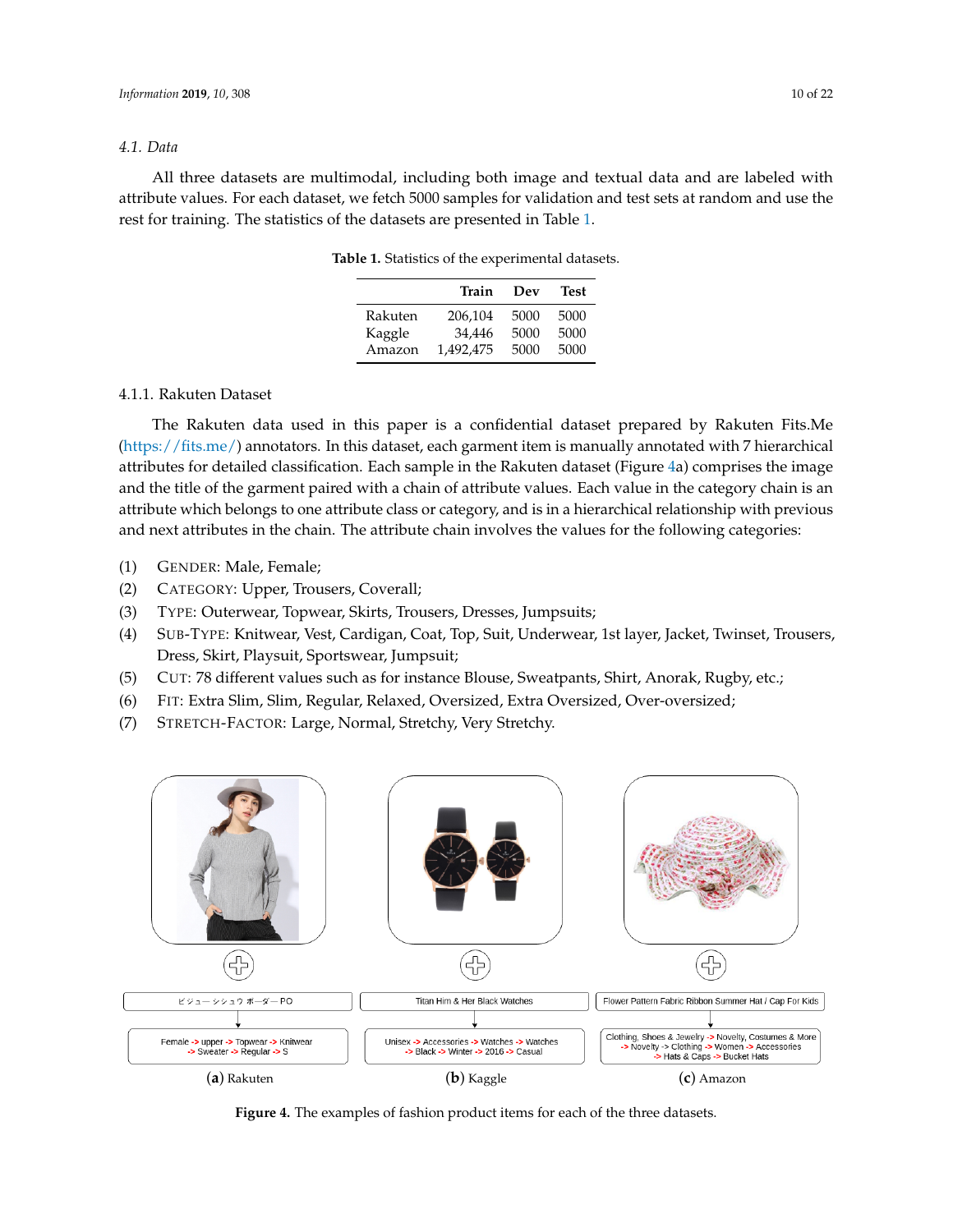### 4.1. Data

All three datasets are multimodal, including both image and textual data and are labeled with attribute values. For each dataset, we fetch 5000 samples for validation and test sets at random and use the rest for training. The statistics of the datasets are presented in Table 1.

**Table 1.** Statistics of the experimental datasets.

| | Train | Dev | Test |
|---|---|---|---|
| Rakuten | 206,104 | 5000 | 5000 |
| Kaggle | 34,446 | 5000 | 5000 |
| Amazon | 1,492,475 | 5000 | 5000 |

#### 4.1.1. Rakuten Dataset

The Rakuten data used in this paper is a confidential dataset prepared by Rakuten Fits.Me (https://fits.me/) annotators. In this dataset, each garment item is manually annotated with 7 hierarchical attributes for detailed classification. Each sample in the Rakuten dataset (Figure 4a) comprises the image and the title of the garment paired with a chain of attribute values. Each value in the category chain is an attribute which belongs to one attribute class or category, and is in a hierarchical relationship with previous and next attributes in the chain. The attribute chain involves the values for the following categories:

(1) GENDER: Male, Female;
(2) CATEGORY: Upper, Trousers, Coverall;
(3) TYPE: Outerwear, Topwear, Skirts, Trousers, Dresses, Jumpsuits;
(4) SUB-TYPE: Knitwear, Vest, Cardigan, Coat, Top, Suit, Underwear, 1st layer, Jacket, Twinset, Trousers, Dress, Skirt, Playsuit, Sportswear, Jumpsuit;
(5) CUT: 78 different values such as for instance Blouse, Sweatpants, Shirt, Anorak, Rugby, etc.;
(6) FIT: Extra Slim, Slim, Regular, Relaxed, Oversized, Extra Oversized, Over-oversized;
(7) STRETCH-FACTOR: Large, Normal, Stretchy, Very Stretchy.

ビジューシシュウ ボーダーPO

Female -> upper -> Topwear -> Knitwear -> Sweater -> Regular -> S

(**a**) Rakuten

Titan Him & Her Black Watches

Unisex -> Accessories -> Watches -> Watches -> Black -> Winter -> 2016 -> Casual

(**b**) Kaggle

Flower Pattern Fabric Ribbon Summer Hat / Cap For Kids

Clothing, Shoes & Jewelry -> Novelty, Costumes & More -> Novelty -> Clothing -> Women -> Accessories -> Hats & Caps -> Bucket Hats

(**c**) Amazon

**Figure 4.** The examples of fashion product items for each of the three datasets.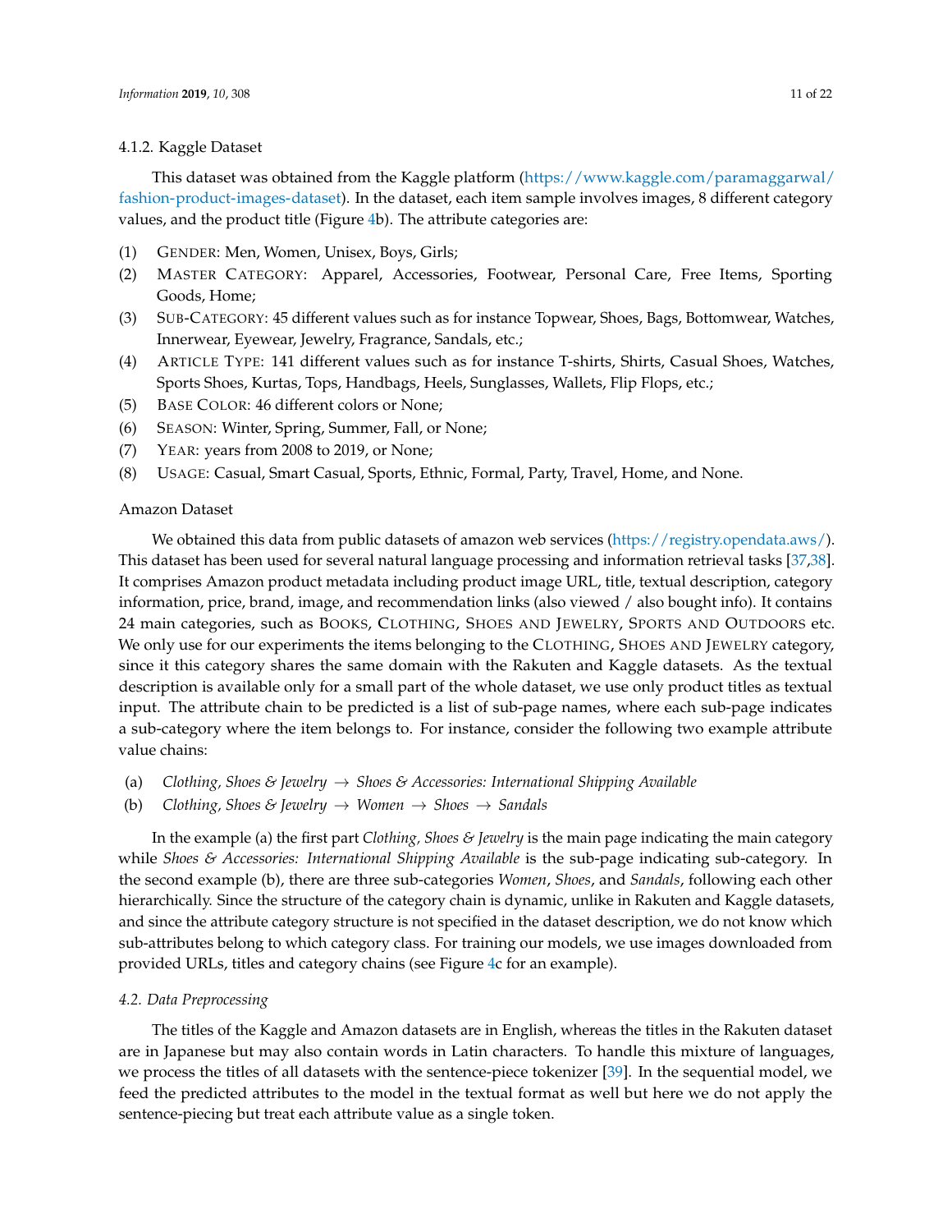#### 4.1.2. Kaggle Dataset

This dataset was obtained from the Kaggle platform (https://www.kaggle.com/paramaggarwal/fashion-product-images-dataset). In the dataset, each item sample involves images, 8 different category values, and the product title (Figure 4b). The attribute categories are:

(1) GENDER: Men, Women, Unisex, Boys, Girls;
(2) MASTER CATEGORY: Apparel, Accessories, Footwear, Personal Care, Free Items, Sporting Goods, Home;
(3) SUB-CATEGORY: 45 different values such as for instance Topwear, Shoes, Bags, Bottomwear, Watches, Innerwear, Eyewear, Jewelry, Fragrance, Sandals, etc.;
(4) ARTICLE TYPE: 141 different values such as for instance T-shirts, Shirts, Casual Shoes, Watches, Sports Shoes, Kurtas, Tops, Handbags, Heels, Sunglasses, Wallets, Flip Flops, etc.;
(5) BASE COLOR: 46 different colors or None;
(6) SEASON: Winter, Spring, Summer, Fall, or None;
(7) YEAR: years from 2008 to 2019, or None;
(8) USAGE: Casual, Smart Casual, Sports, Ethnic, Formal, Party, Travel, Home, and None.

Amazon Dataset

We obtained this data from public datasets of amazon web services (https://registry.opendata.aws/). This dataset has been used for several natural language processing and information retrieval tasks [37,38]. It comprises Amazon product metadata including product image URL, title, textual description, category information, price, brand, image, and recommendation links (also viewed / also bought info). It contains 24 main categories, such as BOOKS, CLOTHING, SHOES AND JEWELRY, SPORTS AND OUTDOORS etc. We only use for our experiments the items belonging to the CLOTHING, SHOES AND JEWELRY category, since it this category shares the same domain with the Rakuten and Kaggle datasets. As the textual description is available only for a small part of the whole dataset, we use only product titles as textual input. The attribute chain to be predicted is a list of sub-page names, where each sub-page indicates a sub-category where the item belongs to. For instance, consider the following two example attribute value chains:

(a) *Clothing, Shoes & Jewelry* → *Shoes & Accessories: International Shipping Available*
(b) *Clothing, Shoes & Jewelry* → *Women* → *Shoes* → *Sandals*

In the example (a) the first part *Clothing, Shoes & Jewelry* is the main page indicating the main category while *Shoes & Accessories: International Shipping Available* is the sub-page indicating sub-category. In the second example (b), there are three sub-categories *Women*, *Shoes*, and *Sandals*, following each other hierarchically. Since the structure of the category chain is dynamic, unlike in Rakuten and Kaggle datasets, and since the attribute category structure is not specified in the dataset description, we do not know which sub-attributes belong to which category class. For training our models, we use images downloaded from provided URLs, titles and category chains (see Figure 4c for an example).

### *4.2. Data Preprocessing*

The titles of the Kaggle and Amazon datasets are in English, whereas the titles in the Rakuten dataset are in Japanese but may also contain words in Latin characters. To handle this mixture of languages, we process the titles of all datasets with the sentence-piece tokenizer [39]. In the sequential model, we feed the predicted attributes to the model in the textual format as well but here we do not apply the sentence-piecing but treat each attribute value as a single token.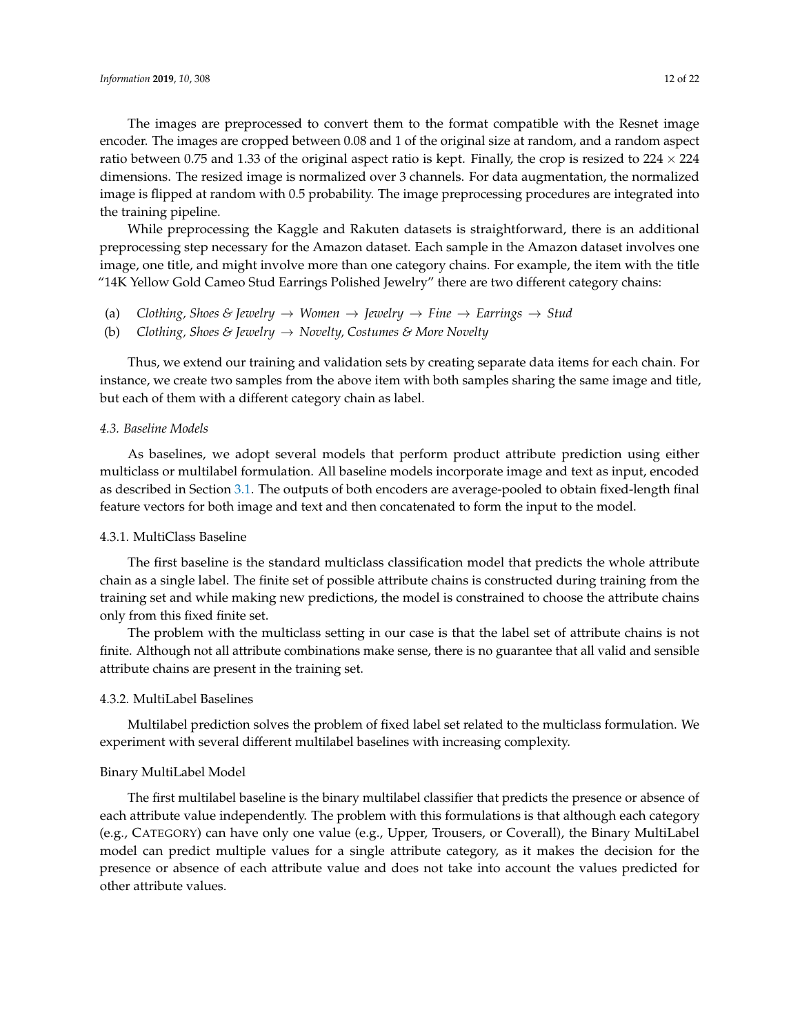The images are preprocessed to convert them to the format compatible with the Resnet image encoder. The images are cropped between 0.08 and 1 of the original size at random, and a random aspect ratio between 0.75 and 1.33 of the original aspect ratio is kept. Finally, the crop is resized to $224 \times 224$ dimensions. The resized image is normalized over 3 channels. For data augmentation, the normalized image is flipped at random with 0.5 probability. The image preprocessing procedures are integrated into the training pipeline.

While preprocessing the Kaggle and Rakuten datasets is straightforward, there is an additional preprocessing step necessary for the Amazon dataset. Each sample in the Amazon dataset involves one image, one title, and might involve more than one category chains. For example, the item with the title "14K Yellow Gold Cameo Stud Earrings Polished Jewelry" there are two different category chains:

(a) *Clothing, Shoes & Jewelry → Women → Jewelry → Fine → Earrings → Stud*
(b) *Clothing, Shoes & Jewelry → Novelty, Costumes & More Novelty*

Thus, we extend our training and validation sets by creating separate data items for each chain. For instance, we create two samples from the above item with both samples sharing the same image and title, but each of them with a different category chain as label.

### *4.3. Baseline Models*

As baselines, we adopt several models that perform product attribute prediction using either multiclass or multilabel formulation. All baseline models incorporate image and text as input, encoded as described in Section 3.1. The outputs of both encoders are average-pooled to obtain fixed-length final feature vectors for both image and text and then concatenated to form the input to the model.

#### 4.3.1. MultiClass Baseline

The first baseline is the standard multiclass classification model that predicts the whole attribute chain as a single label. The finite set of possible attribute chains is constructed during training from the training set and while making new predictions, the model is constrained to choose the attribute chains only from this fixed finite set.

The problem with the multiclass setting in our case is that the label set of attribute chains is not finite. Although not all attribute combinations make sense, there is no guarantee that all valid and sensible attribute chains are present in the training set.

#### 4.3.2. MultiLabel Baselines

Multilabel prediction solves the problem of fixed label set related to the multiclass formulation. We experiment with several different multilabel baselines with increasing complexity.

##### Binary MultiLabel Model

The first multilabel baseline is the binary multilabel classifier that predicts the presence or absence of each attribute value independently. The problem with this formulations is that although each category (e.g., CATEGORY) can have only one value (e.g., Upper, Trousers, or Coverall), the Binary MultiLabel model can predict multiple values for a single attribute category, as it makes the decision for the presence or absence of each attribute value and does not take into account the values predicted for other attribute values.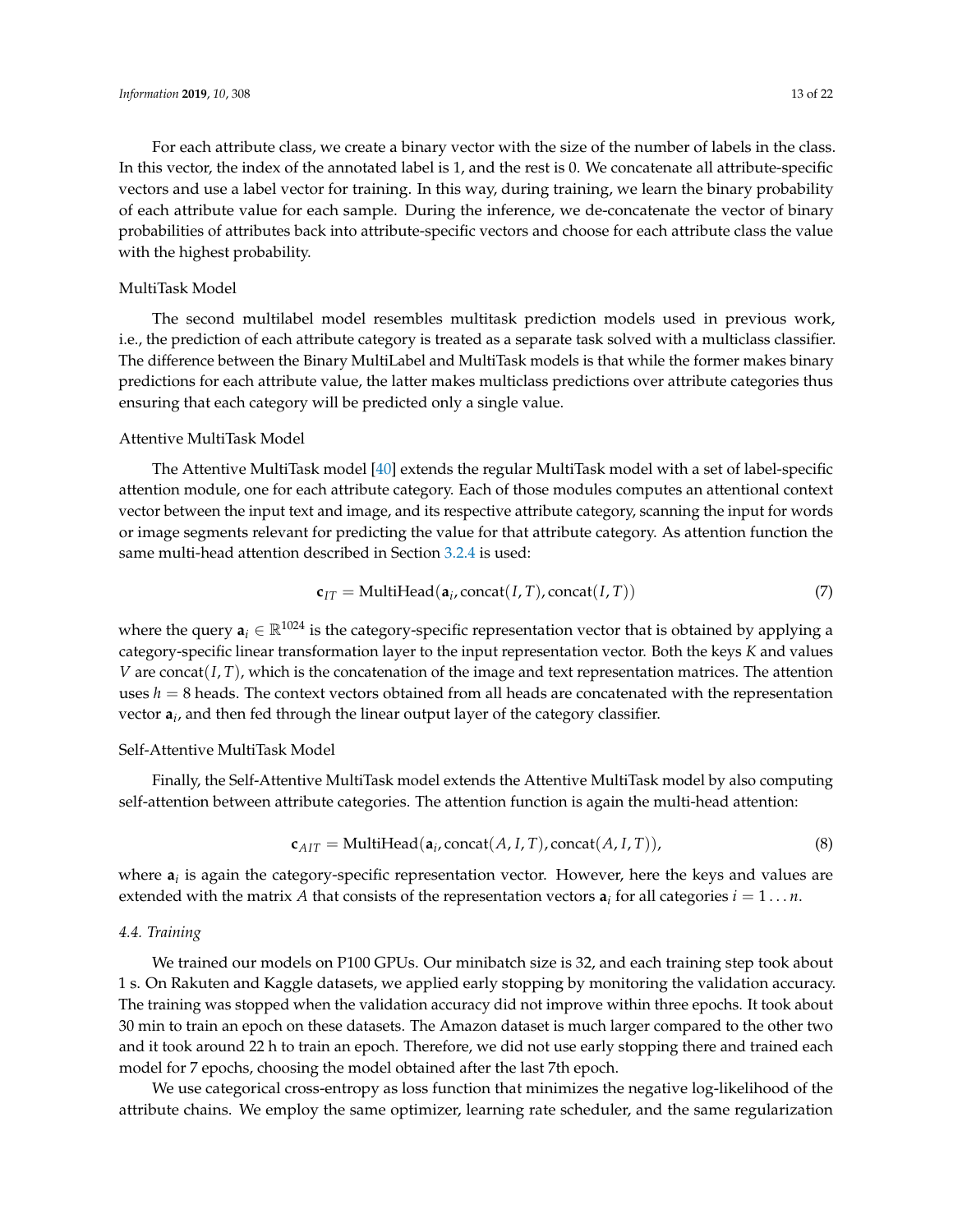For each attribute class, we create a binary vector with the size of the number of labels in the class. In this vector, the index of the annotated label is 1, and the rest is 0. We concatenate all attribute-specific vectors and use a label vector for training. In this way, during training, we learn the binary probability of each attribute value for each sample. During the inference, we de-concatenate the vector of binary probabilities of attributes back into attribute-specific vectors and choose for each attribute class the value with the highest probability.

MultiTask Model

The second multilabel model resembles multitask prediction models used in previous work, i.e., the prediction of each attribute category is treated as a separate task solved with a multiclass classifier. The difference between the Binary MultiLabel and MultiTask models is that while the former makes binary predictions for each attribute value, the latter makes multiclass predictions over attribute categories thus ensuring that each category will be predicted only a single value.

Attentive MultiTask Model

The Attentive MultiTask model [40] extends the regular MultiTask model with a set of label-specific attention module, one for each attribute category. Each of those modules computes an attentional context vector between the input text and image, and its respective attribute category, scanning the input for words or image segments relevant for predicting the value for that attribute category. As attention function the same multi-head attention described in Section 3.2.4 is used:

$$\mathbf{c}_{IT} = \text{MultiHead}(\mathbf{a}_i, \text{concat}(I, T), \text{concat}(I, T)) \tag{7}$$

where the query $\mathbf{a}_i \in \mathbb{R}^{1024}$ is the category-specific representation vector that is obtained by applying a category-specific linear transformation layer to the input representation vector. Both the keys $K$ and values $V$ are $\text{concat}(I, T)$, which is the concatenation of the image and text representation matrices. The attention uses $h = 8$ heads. The context vectors obtained from all heads are concatenated with the representation vector $\mathbf{a}_i$, and then fed through the linear output layer of the category classifier.

Self-Attentive MultiTask Model

Finally, the Self-Attentive MultiTask model extends the Attentive MultiTask model by also computing self-attention between attribute categories. The attention function is again the multi-head attention:

$$\mathbf{c}_{AIT} = \text{MultiHead}(\mathbf{a}_i, \text{concat}(A, I, T), \text{concat}(A, I, T)), \tag{8}$$

where $\mathbf{a}_i$ is again the category-specific representation vector. However, here the keys and values are extended with the matrix $A$ that consists of the representation vectors $\mathbf{a}_i$ for all categories $i = 1 \ldots n$.

### 4.4. Training

We trained our models on P100 GPUs. Our minibatch size is 32, and each training step took about 1 s. On Rakuten and Kaggle datasets, we applied early stopping by monitoring the validation accuracy. The training was stopped when the validation accuracy did not improve within three epochs. It took about 30 min to train an epoch on these datasets. The Amazon dataset is much larger compared to the other two and it took around 22 h to train an epoch. Therefore, we did not use early stopping there and trained each model for 7 epochs, choosing the model obtained after the last 7th epoch.

We use categorical cross-entropy as loss function that minimizes the negative log-likelihood of the attribute chains. We employ the same optimizer, learning rate scheduler, and the same regularization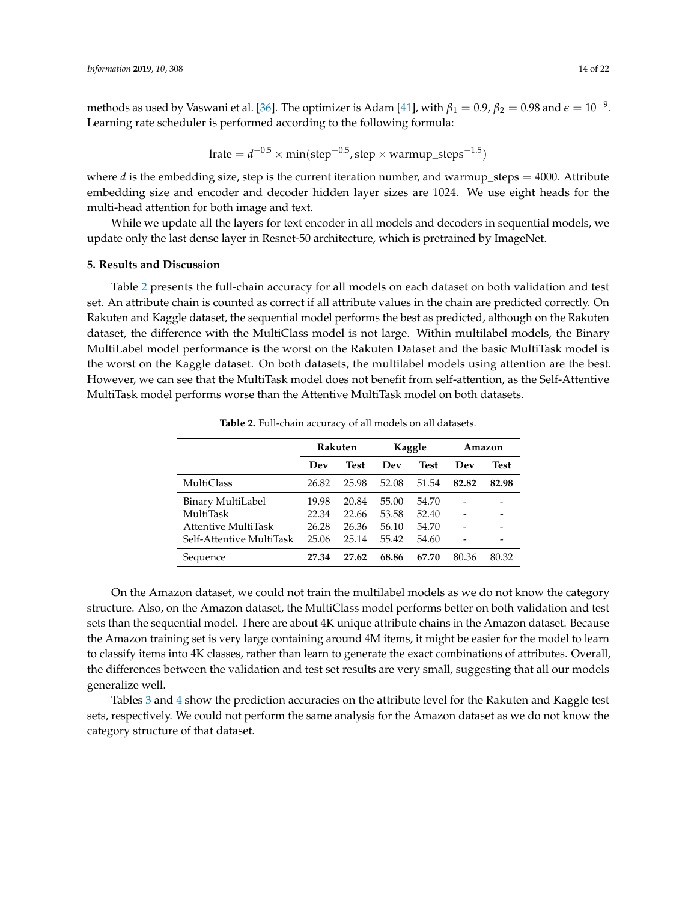methods as used by Vaswani et al. [36]. The optimizer is Adam [41], with $\beta_1 = 0.9$, $\beta_2 = 0.98$ and $\epsilon = 10^{-9}$. Learning rate scheduler is performed according to the following formula:

$$\text{lrate} = d^{-0.5} \times \min(\text{step}^{-0.5}, \text{step} \times \text{warmup\_steps}^{-1.5})$$

where $d$ is the embedding size, step is the current iteration number, and warmup_steps = 4000. Attribute embedding size and encoder and decoder hidden layer sizes are 1024. We use eight heads for the multi-head attention for both image and text.

While we update all the layers for text encoder in all models and decoders in sequential models, we update only the last dense layer in Resnet-50 architecture, which is pretrained by ImageNet.

## 5. Results and Discussion

Table 2 presents the full-chain accuracy for all models on each dataset on both validation and test set. An attribute chain is counted as correct if all attribute values in the chain are predicted correctly. On Rakuten and Kaggle dataset, the sequential model performs the best as predicted, although on the Rakuten dataset, the difference with the MultiClass model is not large. Within multilabel models, the Binary MultiLabel model performance is the worst on the Rakuten Dataset and the basic MultiTask model is the worst on the Kaggle dataset. On both datasets, the multilabel models using attention are the best. However, we can see that the MultiTask model does not benefit from self-attention, as the Self-Attentive MultiTask model performs worse than the Attentive MultiTask model on both datasets.

**Table 2.** Full-chain accuracy of all models on all datasets.

| | Rakuten | | Kaggle | | Amazon | |
|---|---|---|---|---|---|---|
| | **Dev** | **Test** | **Dev** | **Test** | **Dev** | **Test** |
| MultiClass | 26.82 | 25.98 | 52.08 | 51.54 | **82.82** | **82.98** |
| Binary MultiLabel | 19.98 | 20.84 | 55.00 | 54.70 | - | - |
| MultiTask | 22.34 | 22.66 | 53.58 | 52.40 | - | - |
| Attentive MultiTask | 26.28 | 26.36 | 56.10 | 54.70 | - | - |
| Self-Attentive MultiTask | 25.06 | 25.14 | 55.42 | 54.60 | - | - |
| Sequence | **27.34** | **27.62** | **68.86** | **67.70** | 80.36 | 80.32 |

On the Amazon dataset, we could not train the multilabel models as we do not know the category structure. Also, on the Amazon dataset, the MultiClass model performs better on both validation and test sets than the sequential model. There are about 4K unique attribute chains in the Amazon dataset. Because the Amazon training set is very large containing around 4M items, it might be easier for the model to learn to classify items into 4K classes, rather than learn to generate the exact combinations of attributes. Overall, the differences between the validation and test set results are very small, suggesting that all our models generalize well.

Tables 3 and 4 show the prediction accuracies on the attribute level for the Rakuten and Kaggle test sets, respectively. We could not perform the same analysis for the Amazon dataset as we do not know the category structure of that dataset.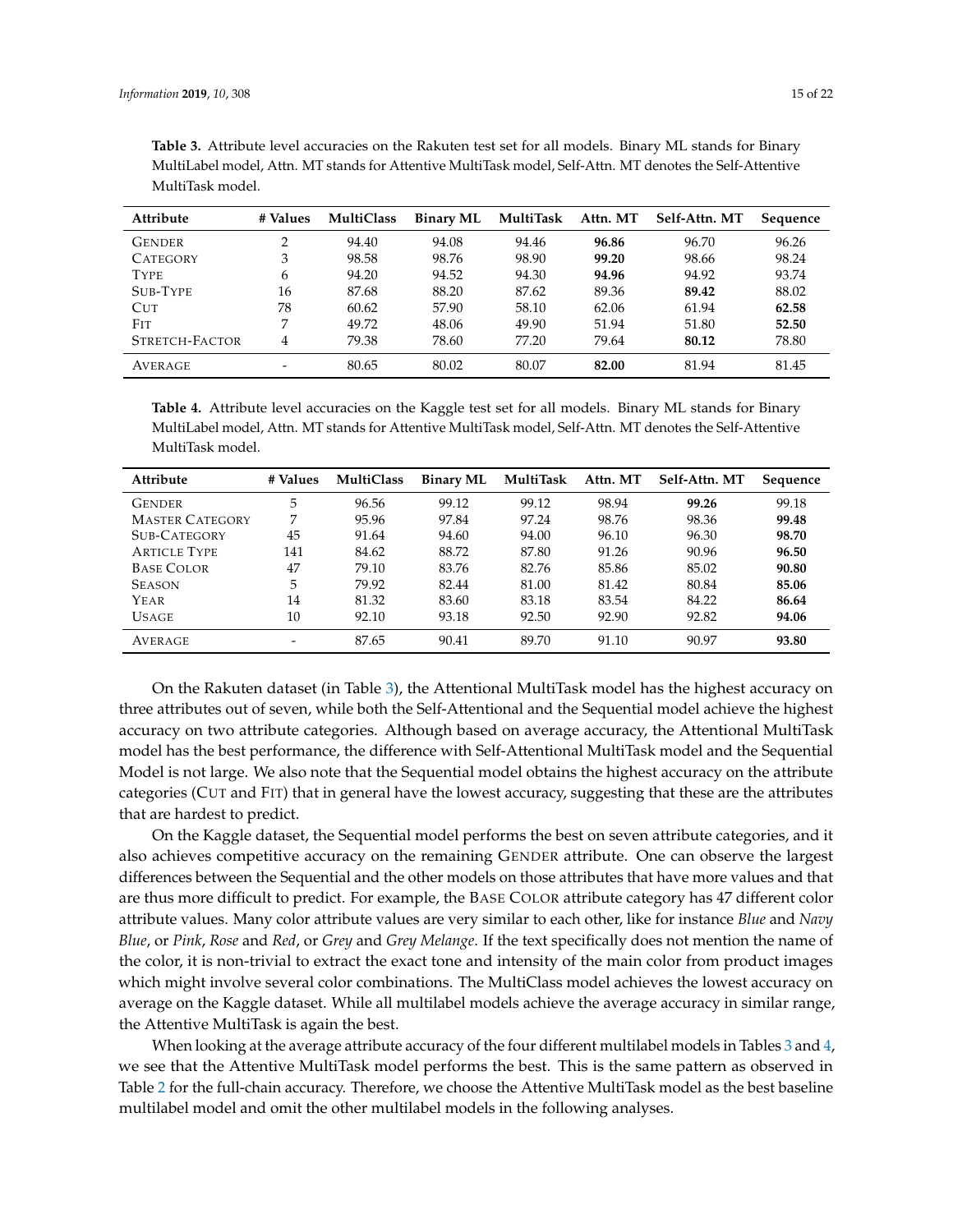**Table 3.** Attribute level accuracies on the Rakuten test set for all models. Binary ML stands for Binary MultiLabel model, Attn. MT stands for Attentive MultiTask model, Self-Attn. MT denotes the Self-Attentive MultiTask model.

| Attribute | # Values | MultiClass | Binary ML | MultiTask | Attn. MT | Self-Attn. MT | Sequence |
|---|---|---|---|---|---|---|---|
| GENDER | 2 | 94.40 | 94.08 | 94.46 | **96.86** | 96.70 | 96.26 |
| CATEGORY | 3 | 98.58 | 98.76 | 98.90 | **99.20** | 98.66 | 98.24 |
| TYPE | 6 | 94.20 | 94.52 | 94.30 | **94.96** | 94.92 | 93.74 |
| SUB-TYPE | 16 | 87.68 | 88.20 | 87.62 | 89.36 | **89.42** | 88.02 |
| CUT | 78 | 60.62 | 57.90 | 58.10 | 62.06 | 61.94 | **62.58** |
| FIT | 7 | 49.72 | 48.06 | 49.90 | 51.94 | 51.80 | **52.50** |
| STRETCH-FACTOR | 4 | 79.38 | 78.60 | 77.20 | 79.64 | **80.12** | 78.80 |
| AVERAGE | - | 80.65 | 80.02 | 80.07 | **82.00** | 81.94 | 81.45 |

**Table 4.** Attribute level accuracies on the Kaggle test set for all models. Binary ML stands for Binary MultiLabel model, Attn. MT stands for Attentive MultiTask model, Self-Attn. MT denotes the Self-Attentive MultiTask model.

| Attribute | # Values | MultiClass | Binary ML | MultiTask | Attn. MT | Self-Attn. MT | Sequence |
|---|---|---|---|---|---|---|---|
| GENDER | 5 | 96.56 | 99.12 | 99.12 | 98.94 | **99.26** | 99.18 |
| MASTER CATEGORY | 7 | 95.96 | 97.84 | 97.24 | 98.76 | 98.36 | **99.48** |
| SUB-CATEGORY | 45 | 91.64 | 94.60 | 94.00 | 96.10 | 96.30 | **98.70** |
| ARTICLE TYPE | 141 | 84.62 | 88.72 | 87.80 | 91.26 | 90.96 | **96.50** |
| BASE COLOR | 47 | 79.10 | 83.76 | 82.76 | 85.86 | 85.02 | **90.80** |
| SEASON | 5 | 79.92 | 82.44 | 81.00 | 81.42 | 80.84 | **85.06** |
| YEAR | 14 | 81.32 | 83.60 | 83.18 | 83.54 | 84.22 | **86.64** |
| USAGE | 10 | 92.10 | 93.18 | 92.50 | 92.90 | 92.82 | **94.06** |
| AVERAGE | - | 87.65 | 90.41 | 89.70 | 91.10 | 90.97 | **93.80** |

On the Rakuten dataset (in Table 3), the Attentional MultiTask model has the highest accuracy on three attributes out of seven, while both the Self-Attentional and the Sequential model achieve the highest accuracy on two attribute categories. Although based on average accuracy, the Attentional MultiTask model has the best performance, the difference with Self-Attentional MultiTask model and the Sequential Model is not large. We also note that the Sequential model obtains the highest accuracy on the attribute categories (CUT and FIT) that in general have the lowest accuracy, suggesting that these are the attributes that are hardest to predict.

On the Kaggle dataset, the Sequential model performs the best on seven attribute categories, and it also achieves competitive accuracy on the remaining GENDER attribute. One can observe the largest differences between the Sequential and the other models on those attributes that have more values and that are thus more difficult to predict. For example, the BASE COLOR attribute category has 47 different color attribute values. Many color attribute values are very similar to each other, like for instance *Blue* and *Navy Blue*, or *Pink*, *Rose* and *Red*, or *Grey* and *Grey Melange*. If the text specifically does not mention the name of the color, it is non-trivial to extract the exact tone and intensity of the main color from product images which might involve several color combinations. The MultiClass model achieves the lowest accuracy on average on the Kaggle dataset. While all multilabel models achieve the average accuracy in similar range, the Attentive MultiTask is again the best.

When looking at the average attribute accuracy of the four different multilabel models in Tables 3 and 4, we see that the Attentive MultiTask model performs the best. This is the same pattern as observed in Table 2 for the full-chain accuracy. Therefore, we choose the Attentive MultiTask model as the best baseline multilabel model and omit the other multilabel models in the following analyses.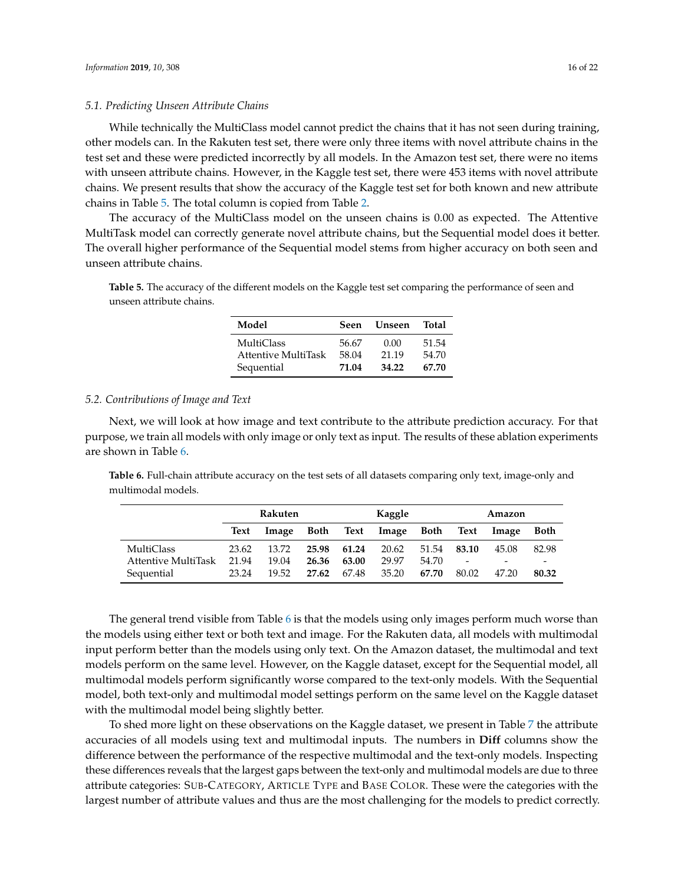### 5.1. Predicting Unseen Attribute Chains

While technically the MultiClass model cannot predict the chains that it has not seen during training, other models can. In the Rakuten test set, there were only three items with novel attribute chains in the test set and these were predicted incorrectly by all models. In the Amazon test set, there were no items with unseen attribute chains. However, in the Kaggle test set, there were 453 items with novel attribute chains. We present results that show the accuracy of the Kaggle test set for both known and new attribute chains in Table 5. The total column is copied from Table 2.

The accuracy of the MultiClass model on the unseen chains is 0.00 as expected. The Attentive MultiTask model can correctly generate novel attribute chains, but the Sequential model does it better. The overall higher performance of the Sequential model stems from higher accuracy on both seen and unseen attribute chains.

**Table 5.** The accuracy of the different models on the Kaggle test set comparing the performance of seen and unseen attribute chains.

| Model | Seen | Unseen | Total |
|---|---|---|---|
| MultiClass | 56.67 | 0.00 | 51.54 |
| Attentive MultiTask | 58.04 | 21.19 | 54.70 |
| Sequential | **71.04** | **34.22** | **67.70** |

### 5.2. Contributions of Image and Text

Next, we will look at how image and text contribute to the attribute prediction accuracy. For that purpose, we train all models with only image or only text as input. The results of these ablation experiments are shown in Table 6.

**Table 6.** Full-chain attribute accuracy on the test sets of all datasets comparing only text, image-only and multimodal models.

| | Rakuten | | | Kaggle | | | Amazon | | |
|---|---|---|---|---|---|---|---|---|---|
| | **Text** | **Image** | **Both** | **Text** | **Image** | **Both** | **Text** | **Image** | **Both** |
| MultiClass | 23.62 | 13.72 | **25.98** | **61.24** | 20.62 | 51.54 | **83.10** | 45.08 | 82.98 |
| Attentive MultiTask | 21.94 | 19.04 | **26.36** | **63.00** | 29.97 | 54.70 | - | - | - |
| Sequential | 23.24 | 19.52 | **27.62** | 67.48 | 35.20 | **67.70** | 80.02 | 47.20 | **80.32** |

The general trend visible from Table 6 is that the models using only images perform much worse than the models using either text or both text and image. For the Rakuten data, all models with multimodal input perform better than the models using only text. On the Amazon dataset, the multimodal and text models perform on the same level. However, on the Kaggle dataset, except for the Sequential model, all multimodal models perform significantly worse compared to the text-only models. With the Sequential model, both text-only and multimodal model settings perform on the same level on the Kaggle dataset with the multimodal model being slightly better.

To shed more light on these observations on the Kaggle dataset, we present in Table 7 the attribute accuracies of all models using text and multimodal inputs. The numbers in **Diff** columns show the difference between the performance of the respective multimodal and the text-only models. Inspecting these differences reveals that the largest gaps between the text-only and multimodal models are due to three attribute categories: SUB-CATEGORY, ARTICLE TYPE and BASE COLOR. These were the categories with the largest number of attribute values and thus are the most challenging for the models to predict correctly.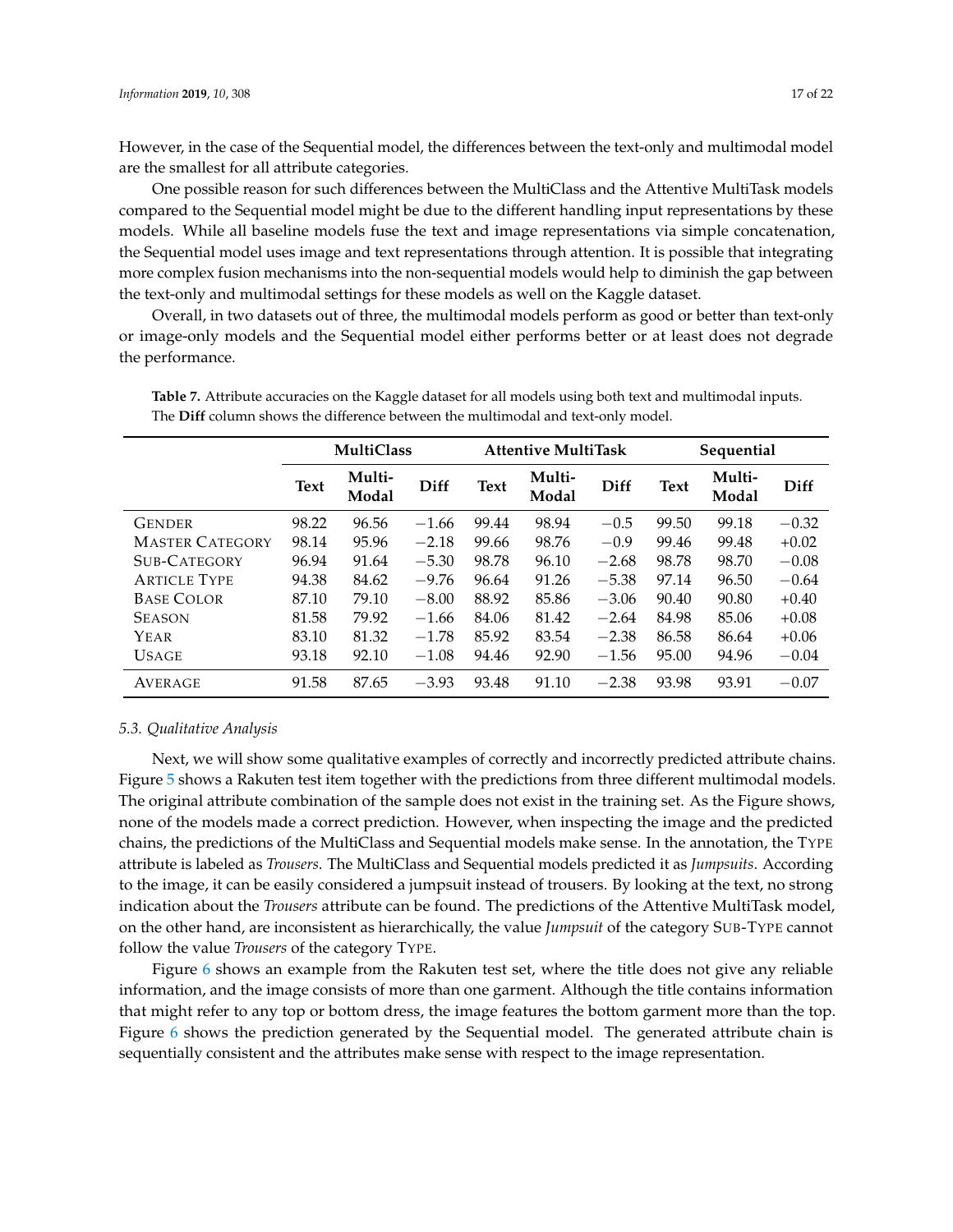However, in the case of the Sequential model, the differences between the text-only and multimodal model are the smallest for all attribute categories.

One possible reason for such differences between the MultiClass and the Attentive MultiTask models compared to the Sequential model might be due to the different handling input representations by these models. While all baseline models fuse the text and image representations via simple concatenation, the Sequential model uses image and text representations through attention. It is possible that integrating more complex fusion mechanisms into the non-sequential models would help to diminish the gap between the text-only and multimodal settings for these models as well on the Kaggle dataset.

Overall, in two datasets out of three, the multimodal models perform as good or better than text-only or image-only models and the Sequential model either performs better or at least does not degrade the performance.

**Table 7.** Attribute accuracies on the Kaggle dataset for all models using both text and multimodal inputs. The **Diff** column shows the difference between the multimodal and text-only model.

| | **MultiClass** | | | **Attentive MultiTask** | | | **Sequential** | | |
|---|---|---|---|---|---|---|---|---|---|
| | **Text** | **Multi-Modal** | **Diff** | **Text** | **Multi-Modal** | **Diff** | **Text** | **Multi-Modal** | **Diff** |
| GENDER | 98.22 | 96.56 | −1.66 | 99.44 | 98.94 | −0.5 | 99.50 | 99.18 | −0.32 |
| MASTER CATEGORY | 98.14 | 95.96 | −2.18 | 99.66 | 98.76 | −0.9 | 99.46 | 99.48 | +0.02 |
| SUB-CATEGORY | 96.94 | 91.64 | −5.30 | 98.78 | 96.10 | −2.68 | 98.78 | 98.70 | −0.08 |
| ARTICLE TYPE | 94.38 | 84.62 | −9.76 | 96.64 | 91.26 | −5.38 | 97.14 | 96.50 | −0.64 |
| BASE COLOR | 87.10 | 79.10 | −8.00 | 88.92 | 85.86 | −3.06 | 90.40 | 90.80 | +0.40 |
| SEASON | 81.58 | 79.92 | −1.66 | 84.06 | 81.42 | −2.64 | 84.98 | 85.06 | +0.08 |
| YEAR | 83.10 | 81.32 | −1.78 | 85.92 | 83.54 | −2.38 | 86.58 | 86.64 | +0.06 |
| USAGE | 93.18 | 92.10 | −1.08 | 94.46 | 92.90 | −1.56 | 95.00 | 94.96 | −0.04 |
| AVERAGE | 91.58 | 87.65 | −3.93 | 93.48 | 91.10 | −2.38 | 93.98 | 93.91 | −0.07 |

### 5.3. Qualitative Analysis

Next, we will show some qualitative examples of correctly and incorrectly predicted attribute chains. Figure 5 shows a Rakuten test item together with the predictions from three different multimodal models. The original attribute combination of the sample does not exist in the training set. As the Figure shows, none of the models made a correct prediction. However, when inspecting the image and the predicted chains, the predictions of the MultiClass and Sequential models make sense. In the annotation, the TYPE attribute is labeled as *Trousers*. The MultiClass and Sequential models predicted it as *Jumpsuits*. According to the image, it can be easily considered a jumpsuit instead of trousers. By looking at the text, no strong indication about the *Trousers* attribute can be found. The predictions of the Attentive MultiTask model, on the other hand, are inconsistent as hierarchically, the value *Jumpsuit* of the category SUB-TYPE cannot follow the value *Trousers* of the category TYPE.

Figure 6 shows an example from the Rakuten test set, where the title does not give any reliable information, and the image consists of more than one garment. Although the title contains information that might refer to any top or bottom dress, the image features the bottom garment more than the top. Figure 6 shows the prediction generated by the Sequential model. The generated attribute chain is sequentially consistent and the attributes make sense with respect to the image representation.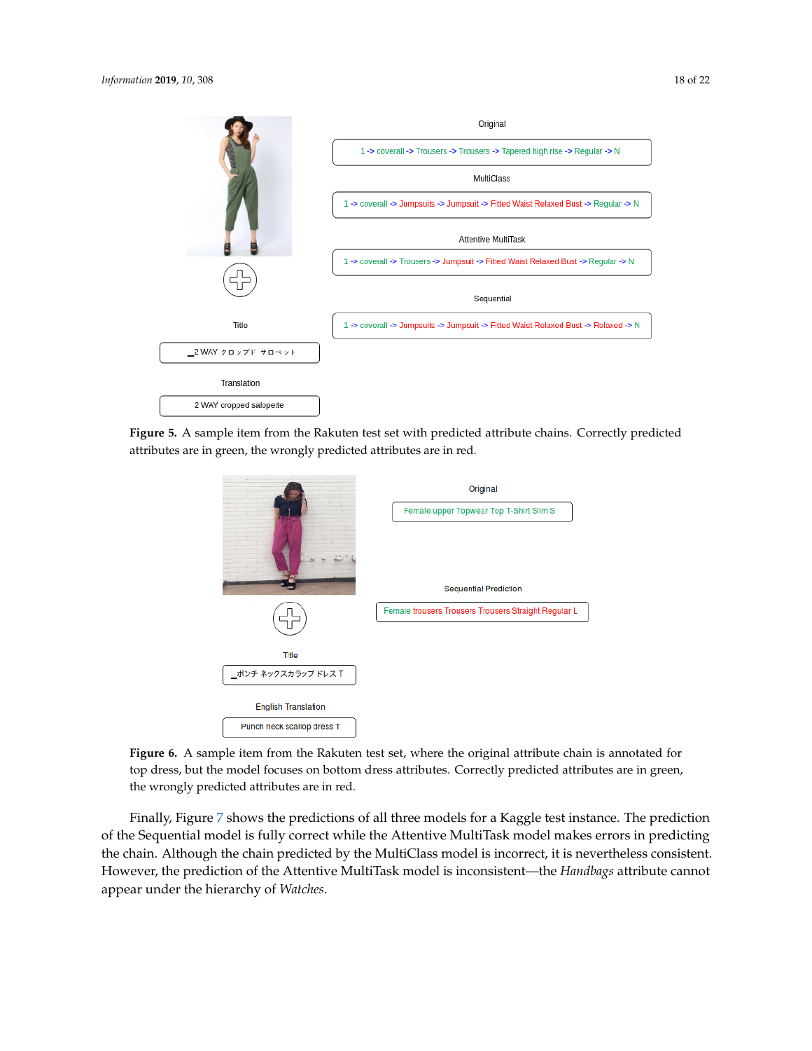Original

1 -> coverall -> Trousers -> Trousers -> Tapered high rise -> Regular -> N

MultiClass

1 -> coverall -> Jumpsuits -> Jumpsuit -> Fitted Waist Relaxed Bust -> Regular -> N

Attentive MultiTask

1 -> coverall -> Trousers -> Jumpsuit -> Fitted Waist Relaxed Bust -> Regular -> N

Sequential

1 -> coverall -> Jumpsuits -> Jumpsuit -> Fitted Waist Relaxed Bust -> Relaxed -> N

Title

_2 WAY クロップド サロペット

Translation

2 WAY cropped salopette

**Figure 5.** A sample item from the Rakuten test set with predicted attribute chains. Correctly predicted attributes are in green, the wrongly predicted attributes are in red.

Original

Female upper Topwear Top T-Shirt Slim S

Sequential Prediction

Female trousers Trousers Trousers Straight Regular L

Title

_ポンチ ネックスカラップ ドレス T

English Translation

Punch neck scallop dress T

**Figure 6.** A sample item from the Rakuten test set, where the original attribute chain is annotated for top dress, but the model focuses on bottom dress attributes. Correctly predicted attributes are in green, the wrongly predicted attributes are in red.

Finally, Figure 7 shows the predictions of all three models for a Kaggle test instance. The prediction of the Sequential model is fully correct while the Attentive MultiTask model makes errors in predicting the chain. Although the chain predicted by the MultiClass model is incorrect, it is nevertheless consistent. However, the prediction of the Attentive MultiTask model is inconsistent—the *Handbags* attribute cannot appear under the hierarchy of *Watches*.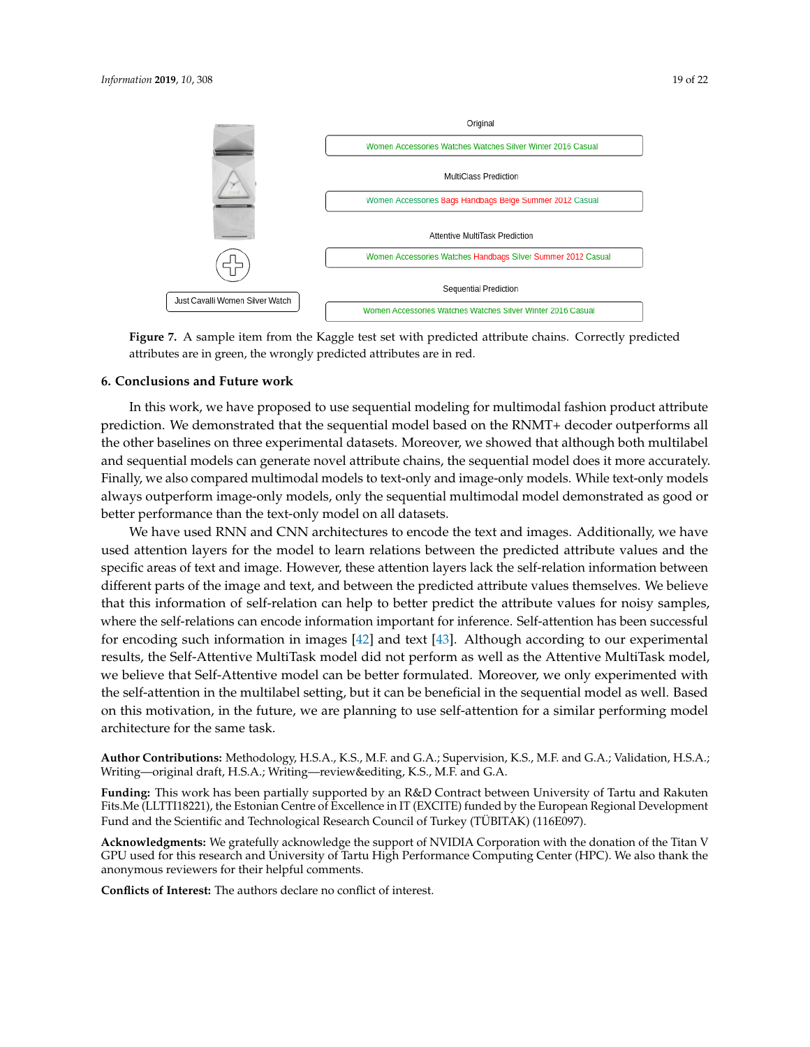Figure 7. A sample item from the Kaggle test set with predicted attribute chains. Correctly predicted attributes are in green, the wrongly predicted attributes are in red.

## 6. Conclusions and Future work

In this work, we have proposed to use sequential modeling for multimodal fashion product attribute prediction. We demonstrated that the sequential model based on the RNMT+ decoder outperforms all the other baselines on three experimental datasets. Moreover, we showed that although both multilabel and sequential models can generate novel attribute chains, the sequential model does it more accurately. Finally, we also compared multimodal models to text-only and image-only models. While text-only models always outperform image-only models, only the sequential multimodal model demonstrated as good or better performance than the text-only model on all datasets.

We have used RNN and CNN architectures to encode the text and images. Additionally, we have used attention layers for the model to learn relations between the predicted attribute values and the specific areas of text and image. However, these attention layers lack the self-relation information between different parts of the image and text, and between the predicted attribute values themselves. We believe that this information of self-relation can help to better predict the attribute values for noisy samples, where the self-relations can encode information important for inference. Self-attention has been successful for encoding such information in images [42] and text [43]. Although according to our experimental results, the Self-Attentive MultiTask model did not perform as well as the Attentive MultiTask model, we believe that Self-Attentive model can be better formulated. Moreover, we only experimented with the self-attention in the multilabel setting, but it can be beneficial in the sequential model as well. Based on this motivation, in the future, we are planning to use self-attention for a similar performing model architecture for the same task.

**Author Contributions:** Methodology, H.S.A., K.S., M.F. and G.A.; Supervision, K.S., M.F. and G.A.; Validation, H.S.A.; Writing—original draft, H.S.A.; Writing—review&editing, K.S., M.F. and G.A.

**Funding:** This work has been partially supported by an R&D Contract between University of Tartu and Rakuten Fits.Me (LLTTI18221), the Estonian Centre of Excellence in IT (EXCITE) funded by the European Regional Development Fund and the Scientific and Technological Research Council of Turkey (TÜBITAK) (116E097).

**Acknowledgments:** We gratefully acknowledge the support of NVIDIA Corporation with the donation of the Titan V GPU used for this research and University of Tartu High Performance Computing Center (HPC). We also thank the anonymous reviewers for their helpful comments.

**Conflicts of Interest:** The authors declare no conflict of interest.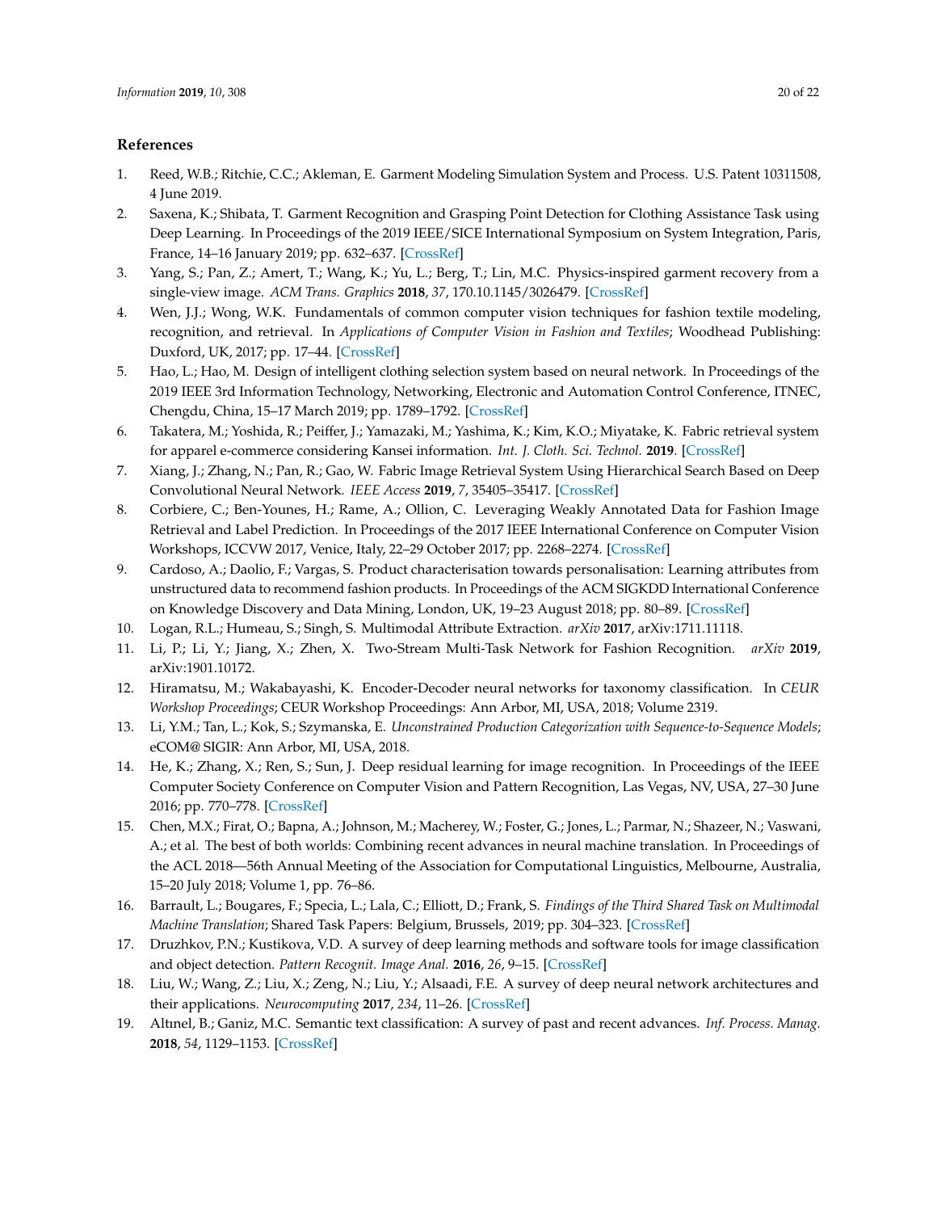## References

1. Reed, W.B.; Ritchie, C.C.; Akleman, E. Garment Modeling Simulation System and Process. U.S. Patent 10311508, 4 June 2019.
2. Saxena, K.; Shibata, T. Garment Recognition and Grasping Point Detection for Clothing Assistance Task using Deep Learning. In Proceedings of the 2019 IEEE/SICE International Symposium on System Integration, Paris, France, 14–16 January 2019; pp. 632–637. [CrossRef]
3. Yang, S.; Pan, Z.; Amert, T.; Wang, K.; Yu, L.; Berg, T.; Lin, M.C. Physics-inspired garment recovery from a single-view image. *ACM Trans. Graphics* **2018**, *37*, 170.10.1145/3026479. [CrossRef]
4. Wen, J.J.; Wong, W.K. Fundamentals of common computer vision techniques for fashion textile modeling, recognition, and retrieval. In *Applications of Computer Vision in Fashion and Textiles*; Woodhead Publishing: Duxford, UK, 2017; pp. 17–44. [CrossRef]
5. Hao, L.; Hao, M. Design of intelligent clothing selection system based on neural network. In Proceedings of the 2019 IEEE 3rd Information Technology, Networking, Electronic and Automation Control Conference, ITNEC, Chengdu, China, 15–17 March 2019; pp. 1789–1792. [CrossRef]
6. Takatera, M.; Yoshida, R.; Peiffer, J.; Yamazaki, M.; Yashima, K.; Kim, K.O.; Miyatake, K. Fabric retrieval system for apparel e-commerce considering Kansei information. *Int. J. Cloth. Sci. Technol.* **2019**. [CrossRef]
7. Xiang, J.; Zhang, N.; Pan, R.; Gao, W. Fabric Image Retrieval System Using Hierarchical Search Based on Deep Convolutional Neural Network. *IEEE Access* **2019**, *7*, 35405–35417. [CrossRef]
8. Corbiere, C.; Ben-Younes, H.; Rame, A.; Ollion, C. Leveraging Weakly Annotated Data for Fashion Image Retrieval and Label Prediction. In Proceedings of the 2017 IEEE International Conference on Computer Vision Workshops, ICCVW 2017, Venice, Italy, 22–29 October 2017; pp. 2268–2274. [CrossRef]
9. Cardoso, A.; Daolio, F.; Vargas, S. Product characterisation towards personalisation: Learning attributes from unstructured data to recommend fashion products. In Proceedings of the ACM SIGKDD International Conference on Knowledge Discovery and Data Mining, London, UK, 19–23 August 2018; pp. 80–89. [CrossRef]
10. Logan, R.L.; Humeau, S.; Singh, S. Multimodal Attribute Extraction. *arXiv* **2017**, arXiv:1711.11118.
11. Li, P.; Li, Y.; Jiang, X.; Zhen, X. Two-Stream Multi-Task Network for Fashion Recognition. *arXiv* **2019**, arXiv:1901.10172.
12. Hiramatsu, M.; Wakabayashi, K. Encoder-Decoder neural networks for taxonomy classification. In *CEUR Workshop Proceedings*; CEUR Workshop Proceedings: Ann Arbor, MI, USA, 2018; Volume 2319.
13. Li, Y.M.; Tan, L.; Kok, S.; Szymanska, E. *Unconstrained Production Categorization with Sequence-to-Sequence Models*; eCOM@ SIGIR: Ann Arbor, MI, USA, 2018.
14. He, K.; Zhang, X.; Ren, S.; Sun, J. Deep residual learning for image recognition. In Proceedings of the IEEE Computer Society Conference on Computer Vision and Pattern Recognition, Las Vegas, NV, USA, 27–30 June 2016; pp. 770–778. [CrossRef]
15. Chen, M.X.; Firat, O.; Bapna, A.; Johnson, M.; Macherey, W.; Foster, G.; Jones, L.; Parmar, N.; Shazeer, N.; Vaswani, A.; et al. The best of both worlds: Combining recent advances in neural machine translation. In Proceedings of the ACL 2018—56th Annual Meeting of the Association for Computational Linguistics, Melbourne, Australia, 15–20 July 2018; Volume 1, pp. 76–86.
16. Barrault, L.; Bougares, F.; Specia, L.; Lala, C.; Elliott, D.; Frank, S. *Findings of the Third Shared Task on Multimodal Machine Translation*; Shared Task Papers: Belgium, Brussels, 2019; pp. 304–323. [CrossRef]
17. Druzhkov, P.N.; Kustikova, V.D. A survey of deep learning methods and software tools for image classification and object detection. *Pattern Recognit. Image Anal.* **2016**, *26*, 9–15. [CrossRef]
18. Liu, W.; Wang, Z.; Liu, X.; Zeng, N.; Liu, Y.; Alsaadi, F.E. A survey of deep neural network architectures and their applications. *Neurocomputing* **2017**, *234*, 11–26. [CrossRef]
19. Altınel, B.; Ganiz, M.C. Semantic text classification: A survey of past and recent advances. *Inf. Process. Manag.* **2018**, *54*, 1129–1153. [CrossRef]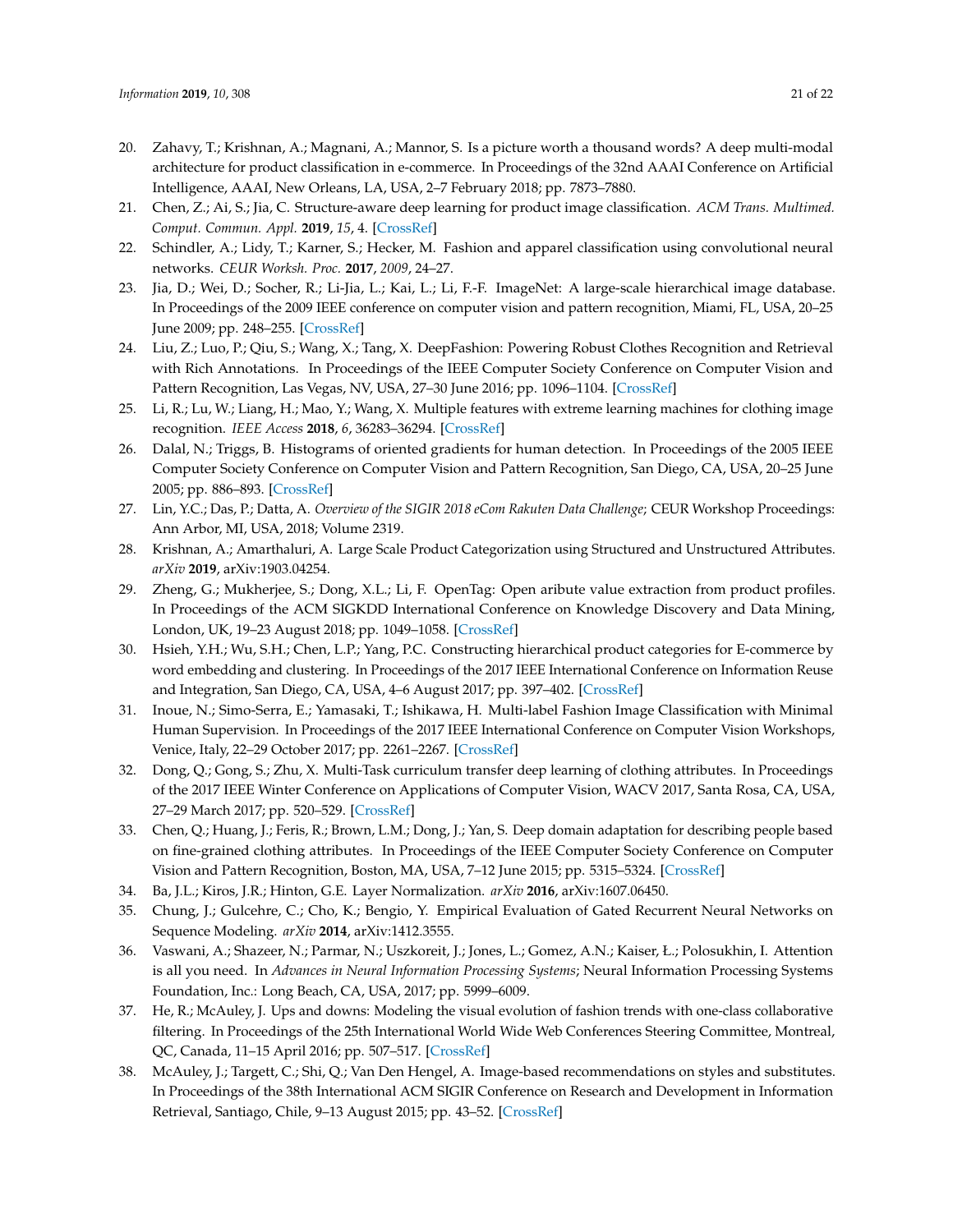20. Zahavy, T.; Krishnan, A.; Magnani, A.; Mannor, S. Is a picture worth a thousand words? A deep multi-modal architecture for product classification in e-commerce. In Proceedings of the 32nd AAAI Conference on Artificial Intelligence, AAAI, New Orleans, LA, USA, 2–7 February 2018; pp. 7873–7880.
21. Chen, Z.; Ai, S.; Jia, C. Structure-aware deep learning for product image classification. *ACM Trans. Multimed. Comput. Commun. Appl.* **2019**, *15*, 4. [CrossRef]
22. Schindler, A.; Lidy, T.; Karner, S.; Hecker, M. Fashion and apparel classification using convolutional neural networks. *CEUR Worksh. Proc.* **2017**, *2009*, 24–27.
23. Jia, D.; Wei, D.; Socher, R.; Li-Jia, L.; Kai, L.; Li, F.-F. ImageNet: A large-scale hierarchical image database. In Proceedings of the 2009 IEEE conference on computer vision and pattern recognition, Miami, FL, USA, 20–25 June 2009; pp. 248–255. [CrossRef]
24. Liu, Z.; Luo, P.; Qiu, S.; Wang, X.; Tang, X. DeepFashion: Powering Robust Clothes Recognition and Retrieval with Rich Annotations. In Proceedings of the IEEE Computer Society Conference on Computer Vision and Pattern Recognition, Las Vegas, NV, USA, 27–30 June 2016; pp. 1096–1104. [CrossRef]
25. Li, R.; Lu, W.; Liang, H.; Mao, Y.; Wang, X. Multiple features with extreme learning machines for clothing image recognition. *IEEE Access* **2018**, *6*, 36283–36294. [CrossRef]
26. Dalal, N.; Triggs, B. Histograms of oriented gradients for human detection. In Proceedings of the 2005 IEEE Computer Society Conference on Computer Vision and Pattern Recognition, San Diego, CA, USA, 20–25 June 2005; pp. 886–893. [CrossRef]
27. Lin, Y.C.; Das, P.; Datta, A. *Overview of the SIGIR 2018 eCom Rakuten Data Challenge*; CEUR Workshop Proceedings: Ann Arbor, MI, USA, 2018; Volume 2319.
28. Krishnan, A.; Amarthaluri, A. Large Scale Product Categorization using Structured and Unstructured Attributes. *arXiv* **2019**, arXiv:1903.04254.
29. Zheng, G.; Mukherjee, S.; Dong, X.L.; Li, F. OpenTag: Open aribute value extraction from product profiles. In Proceedings of the ACM SIGKDD International Conference on Knowledge Discovery and Data Mining, London, UK, 19–23 August 2018; pp. 1049–1058. [CrossRef]
30. Hsieh, Y.H.; Wu, S.H.; Chen, L.P.; Yang, P.C. Constructing hierarchical product categories for E-commerce by word embedding and clustering. In Proceedings of the 2017 IEEE International Conference on Information Reuse and Integration, San Diego, CA, USA, 4–6 August 2017; pp. 397–402. [CrossRef]
31. Inoue, N.; Simo-Serra, E.; Yamasaki, T.; Ishikawa, H. Multi-label Fashion Image Classification with Minimal Human Supervision. In Proceedings of the 2017 IEEE International Conference on Computer Vision Workshops, Venice, Italy, 22–29 October 2017; pp. 2261–2267. [CrossRef]
32. Dong, Q.; Gong, S.; Zhu, X. Multi-Task curriculum transfer deep learning of clothing attributes. In Proceedings of the 2017 IEEE Winter Conference on Applications of Computer Vision, WACV 2017, Santa Rosa, CA, USA, 27–29 March 2017; pp. 520–529. [CrossRef]
33. Chen, Q.; Huang, J.; Feris, R.; Brown, L.M.; Dong, J.; Yan, S. Deep domain adaptation for describing people based on fine-grained clothing attributes. In Proceedings of the IEEE Computer Society Conference on Computer Vision and Pattern Recognition, Boston, MA, USA, 7–12 June 2015; pp. 5315–5324. [CrossRef]
34. Ba, J.L.; Kiros, J.R.; Hinton, G.E. Layer Normalization. *arXiv* **2016**, arXiv:1607.06450.
35. Chung, J.; Gulcehre, C.; Cho, K.; Bengio, Y. Empirical Evaluation of Gated Recurrent Neural Networks on Sequence Modeling. *arXiv* **2014**, arXiv:1412.3555.
36. Vaswani, A.; Shazeer, N.; Parmar, N.; Uszkoreit, J.; Jones, L.; Gomez, A.N.; Kaiser, Ł.; Polosukhin, I. Attention is all you need. In *Advances in Neural Information Processing Systems*; Neural Information Processing Systems Foundation, Inc.: Long Beach, CA, USA, 2017; pp. 5999–6009.
37. He, R.; McAuley, J. Ups and downs: Modeling the visual evolution of fashion trends with one-class collaborative filtering. In Proceedings of the 25th International World Wide Web Conferences Steering Committee, Montreal, QC, Canada, 11–15 April 2016; pp. 507–517. [CrossRef]
38. McAuley, J.; Targett, C.; Shi, Q.; Van Den Hengel, A. Image-based recommendations on styles and substitutes. In Proceedings of the 38th International ACM SIGIR Conference on Research and Development in Information Retrieval, Santiago, Chile, 9–13 August 2015; pp. 43–52. [CrossRef]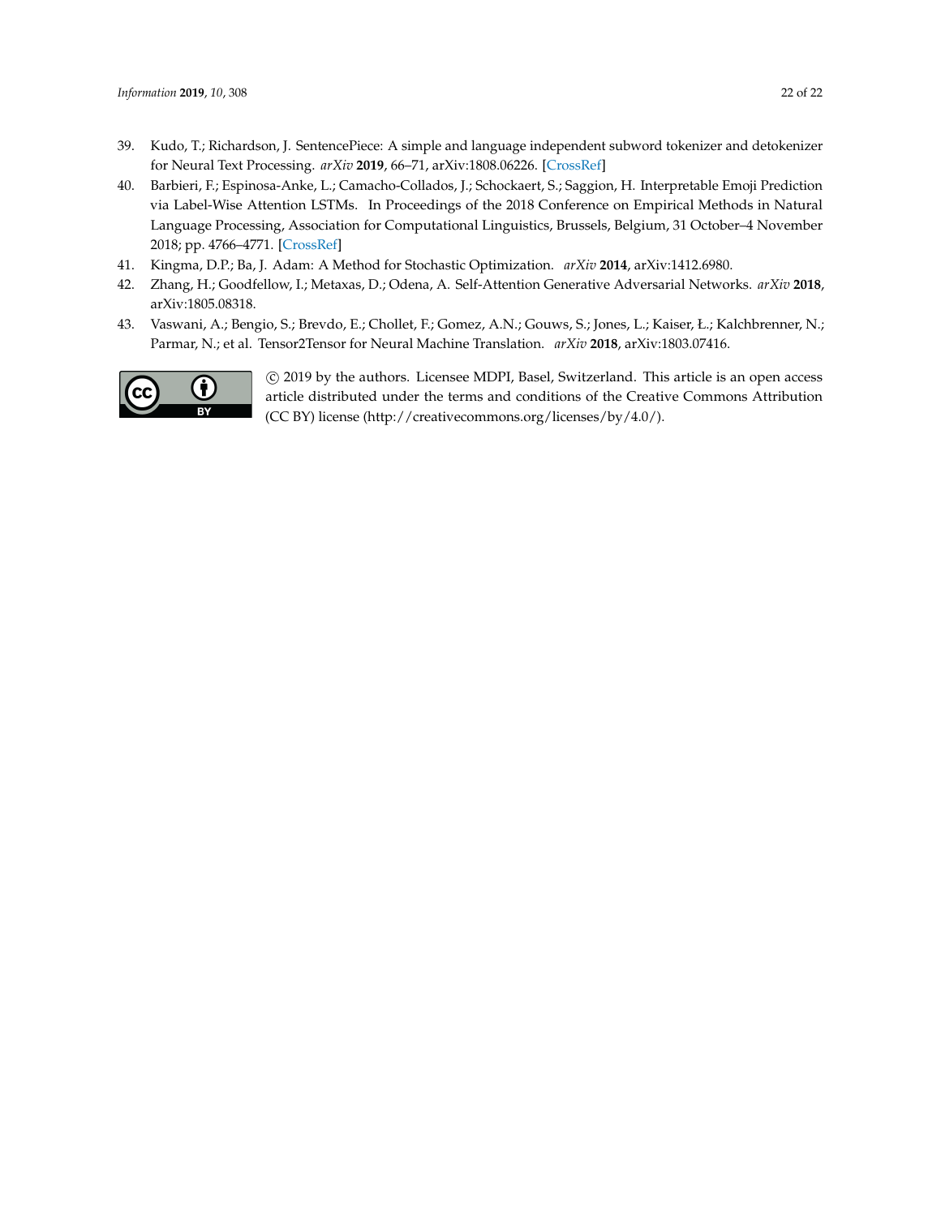39. Kudo, T.; Richardson, J. SentencePiece: A simple and language independent subword tokenizer and detokenizer for Neural Text Processing. *arXiv* **2019**, 66–71, arXiv:1808.06226. [CrossRef]
40. Barbieri, F.; Espinosa-Anke, L.; Camacho-Collados, J.; Schockaert, S.; Saggion, H. Interpretable Emoji Prediction via Label-Wise Attention LSTMs. In Proceedings of the 2018 Conference on Empirical Methods in Natural Language Processing, Association for Computational Linguistics, Brussels, Belgium, 31 October–4 November 2018; pp. 4766–4771. [CrossRef]
41. Kingma, D.P.; Ba, J. Adam: A Method for Stochastic Optimization. *arXiv* **2014**, arXiv:1412.6980.
42. Zhang, H.; Goodfellow, I.; Metaxas, D.; Odena, A. Self-Attention Generative Adversarial Networks. *arXiv* **2018**, arXiv:1805.08318.
43. Vaswani, A.; Bengio, S.; Brevdo, E.; Chollet, F.; Gomez, A.N.; Gouws, S.; Jones, L.; Kaiser, Ł.; Kalchbrenner, N.; Parmar, N.; et al. Tensor2Tensor for Neural Machine Translation. *arXiv* **2018**, arXiv:1803.07416.

© 2019 by the authors. Licensee MDPI, Basel, Switzerland. This article is an open access article distributed under the terms and conditions of the Creative Commons Attribution (CC BY) license (http://creativecommons.org/licenses/by/4.0/).